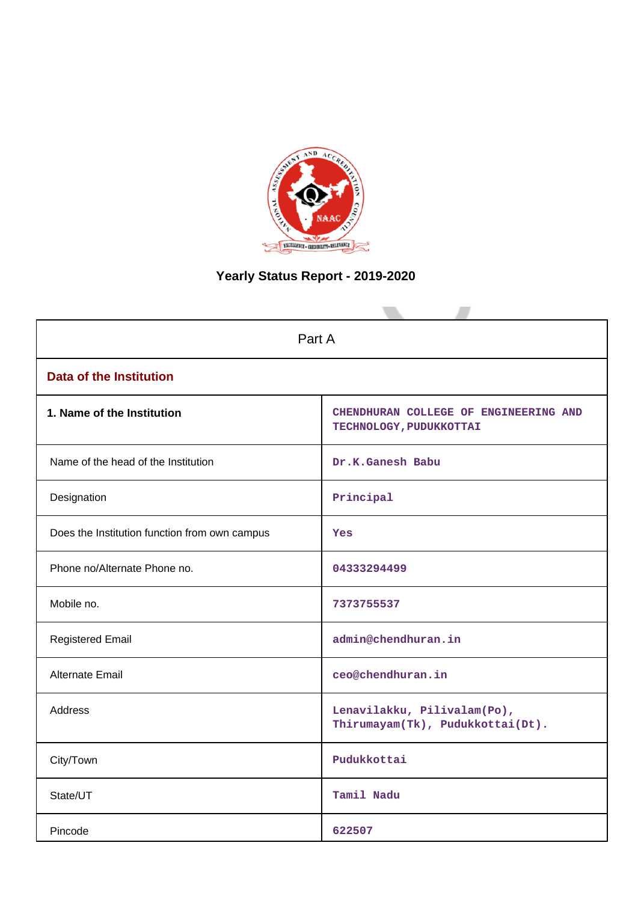# Yearly Status Report - 2019-2020

| Part A | |
|---|---|
| **Data of the Institution** | |
| **1. Name of the Institution** | CHENDHURAN COLLEGE OF ENGINEERING AND TECHNOLOGY,PUDUKKOTTAI |
| Name of the head of the Institution | Dr.K.Ganesh Babu |
| Designation | Principal |
| Does the Institution function from own campus | Yes |
| Phone no/Alternate Phone no. | 04333294499 |
| Mobile no. | 7373755537 |
| Registered Email | admin@chendhuran.in |
| Alternate Email | ceo@chendhuran.in |
| Address | Lenavilakku, Pilivalam(Po), Thirumayam(Tk), Pudukkottai(Dt). |
| City/Town | Pudukkottai |
| State/UT | Tamil Nadu |
| Pincode | 622507 |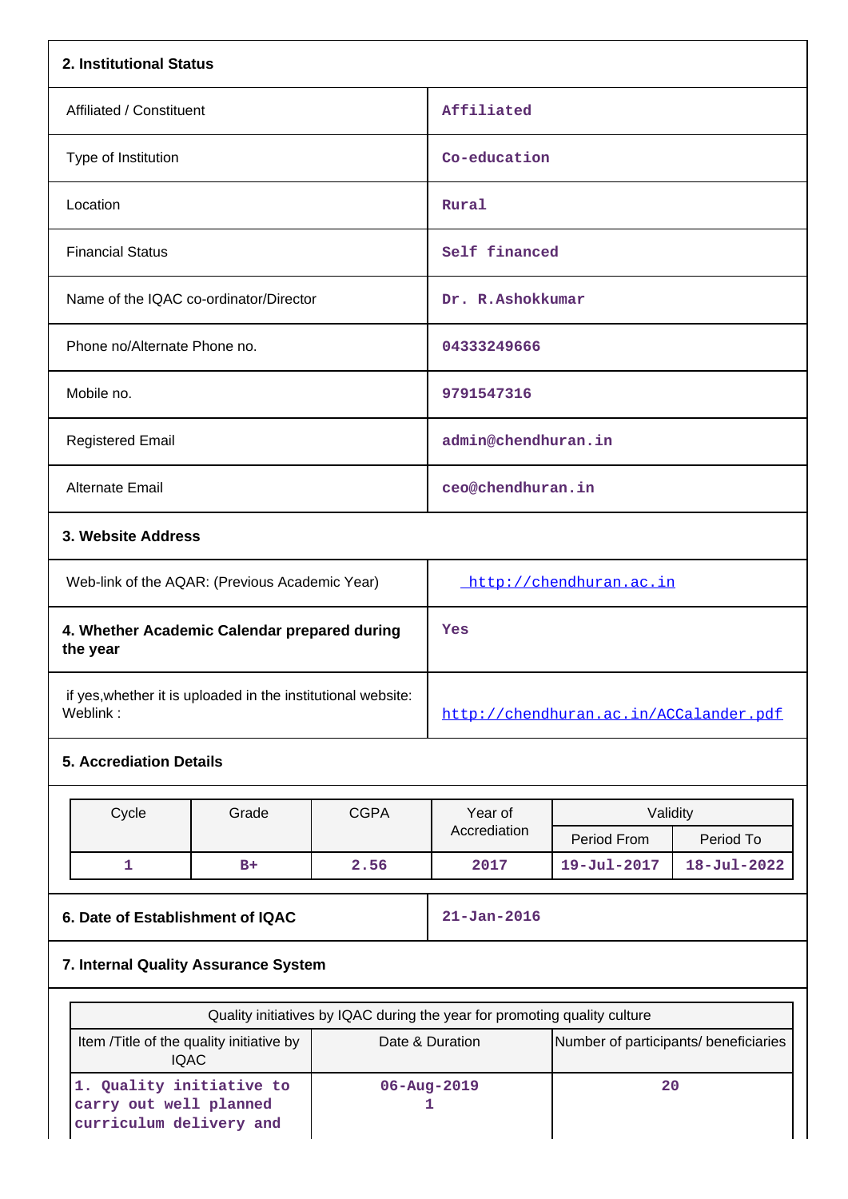## 2. Institutional Status

| | |
|---|---|
| Affiliated / Constituent | Affiliated |
| Type of Institution | Co-education |
| Location | Rural |
| Financial Status | Self financed |
| Name of the IQAC co-ordinator/Director | Dr. R.Ashokkumar |
| Phone no/Alternate Phone no. | 04333249666 |
| Mobile no. | 9791547316 |
| Registered Email | admin@chendhuran.in |
| Alternate Email | ceo@chendhuran.in |

## 3. Website Address

| | |
|---|---|
| Web-link of the AQAR: (Previous Academic Year) | http://chendhuran.ac.in |
| **4. Whether Academic Calendar prepared during the year** | Yes |
| if yes,whether it is uploaded in the institutional website: Weblink : | http://chendhuran.ac.in/ACCalander.pdf |

## 5. Accrediation Details

| Cycle | Grade | CGPA | Year of Accrediation | Validity | |
|---|---|---|---|---|---|
| | | | | Period From | Period To |
| 1 | B+ | 2.56 | 2017 | 19-Jul-2017 | 18-Jul-2022 |

| | |
|---|---|
| **6. Date of Establishment of IQAC** | 21-Jan-2016 |

## 7. Internal Quality Assurance System

| Quality initiatives by IQAC during the year for promoting quality culture | | |
|---|---|---|
| Item /Title of the quality initiative by IQAC | Date & Duration | Number of participants/ beneficiaries |
| 1. Quality initiative to carry out well planned curriculum delivery and | 06-Aug-2019<br>1 | 20 |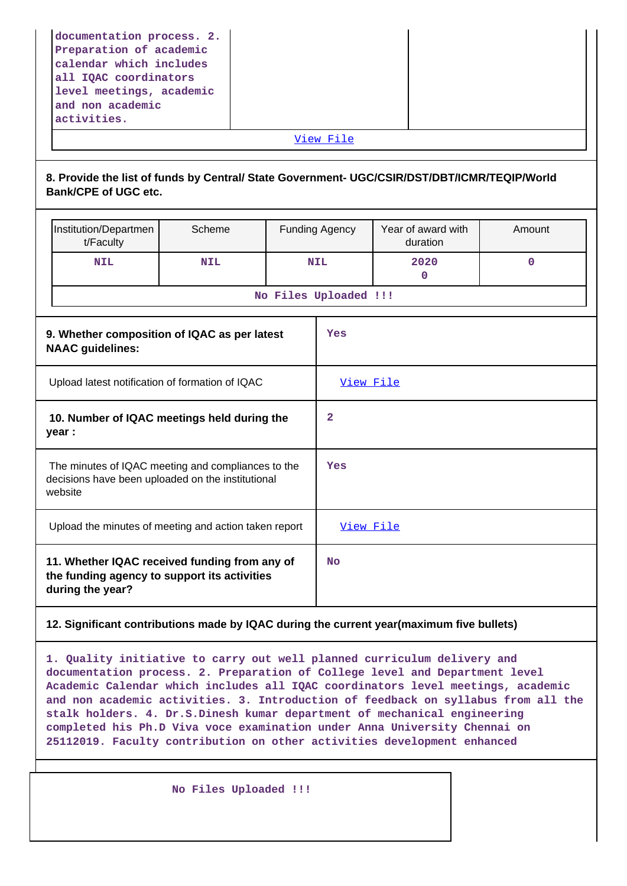| | | |
|---|---|---|
| documentation process. 2. Preparation of academic calendar which includes all IQAC coordinators level meetings, academic and non academic activities. | | |
| View File | | |

**8. Provide the list of funds by Central/ State Government- UGC/CSIR/DST/DBT/ICMR/TEQIP/World Bank/CPE of UGC etc.**

| Institution/Department/Faculty | Scheme | Funding Agency | Year of award with duration | Amount |
|---|---|---|---|---|
| NIL | NIL | NIL | 2020 0 | 0 |
| No Files Uploaded !!! | | | | |

| | |
|---|---|
| **9. Whether composition of IQAC as per latest NAAC guidelines:** | Yes |
| Upload latest notification of formation of IQAC | View File |
| **10. Number of IQAC meetings held during the year :** | 2 |
| The minutes of IQAC meeting and compliances to the decisions have been uploaded on the institutional website | Yes |
| Upload the minutes of meeting and action taken report | View File |
| **11. Whether IQAC received funding from any of the funding agency to support its activities during the year?** | No |

**12. Significant contributions made by IQAC during the current year(maximum five bullets)**

1. Quality initiative to carry out well planned curriculum delivery and documentation process. 2. Preparation of College level and Department level Academic Calendar which includes all IQAC coordinators level meetings, academic and non academic activities. 3. Introduction of feedback on syllabus from all the stalk holders. 4. Dr.S.Dinesh kumar department of mechanical engineering completed his Ph.D Viva voce examination under Anna University Chennai on 25112019. Faculty contribution on other activities development enhanced

No Files Uploaded !!!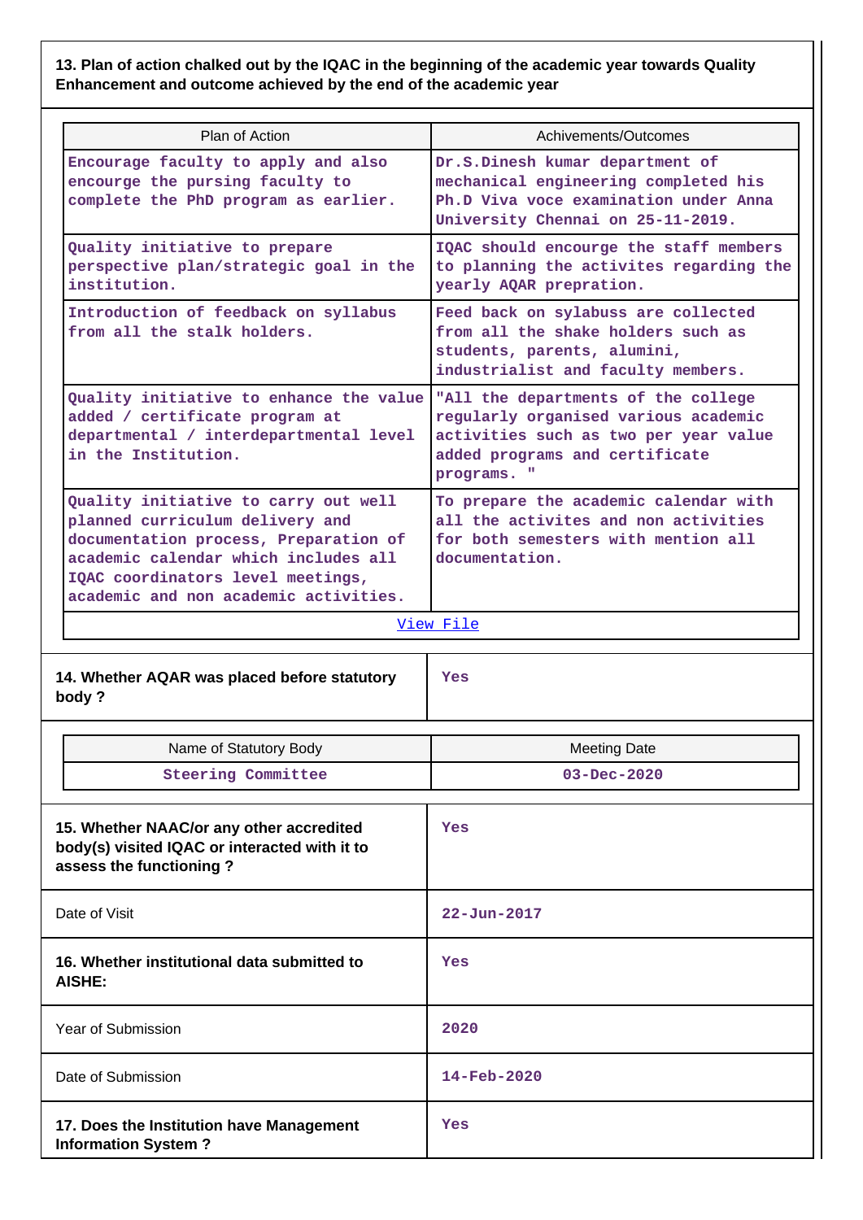**13. Plan of action chalked out by the IQAC in the beginning of the academic year towards Quality Enhancement and outcome achieved by the end of the academic year**

| Plan of Action | Achivements/Outcomes |
|---|---|
| Encourage faculty to apply and also encourge the pursing faculty to complete the PhD program as earlier. | Dr.S.Dinesh kumar department of mechanical engineering completed his Ph.D Viva voce examination under Anna University Chennai on 25-11-2019. |
| Quality initiative to prepare perspective plan/strategic goal in the institution. | IQAC should encourge the staff members to planning the activites regarding the yearly AQAR prepration. |
| Introduction of feedback on syllabus from all the stalk holders. | Feed back on sylabuss are collected from all the shake holders such as students, parents, alumini, industrialist and faculty members. |
| Quality initiative to enhance the value added / certificate program at departmental / interdepartmental level in the Institution. | "All the departments of the college regularly organised various academic activities such as two per year value added programs and certificate programs. " |
| Quality initiative to carry out well planned curriculum delivery and documentation process, Preparation of academic calendar which includes all IQAC coordinators level meetings, academic and non academic activities. | To prepare the academic calendar with all the activites and non activities for both semesters with mention all documentation. |
| View File | |

| **14. Whether AQAR was placed before statutory body ?** | Yes |
|---|---|

| Name of Statutory Body | Meeting Date |
|---|---|
| Steering Committee | 03-Dec-2020 |

| **15. Whether NAAC/or any other accredited body(s) visited IQAC or interacted with it to assess the functioning ?** | Yes |
|---|---|
| Date of Visit | 22-Jun-2017 |
| **16. Whether institutional data submitted to AISHE:** | Yes |
| Year of Submission | 2020 |
| Date of Submission | 14-Feb-2020 |
| **17. Does the Institution have Management Information System ?** | Yes |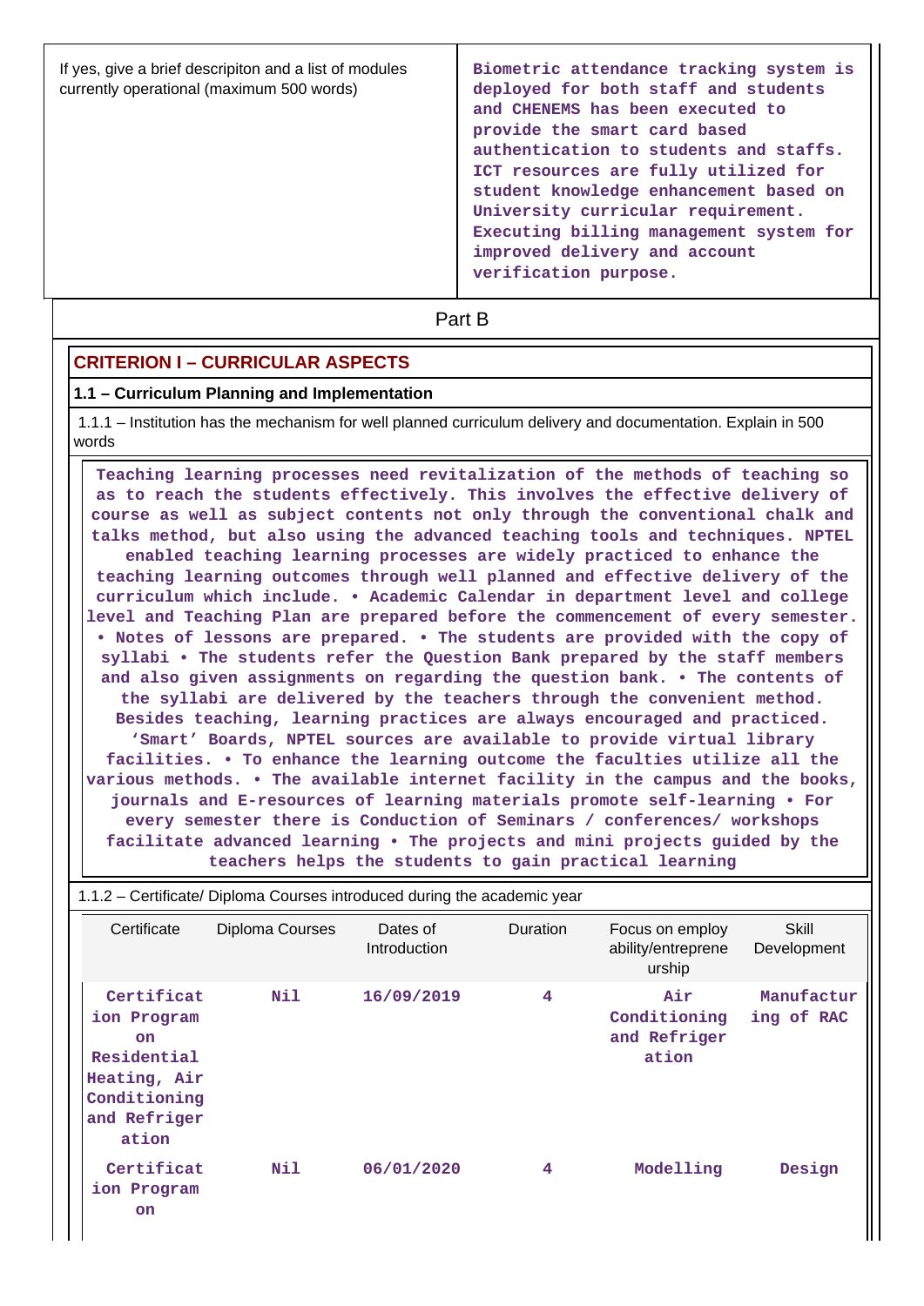| If yes, give a brief descripiton and a list of modules currently operational (maximum 500 words) | Biometric attendance tracking system is deployed for both staff and students and CHENEMS has been executed to provide the smart card based authentication to students and staffs. ICT resources are fully utilized for student knowledge enhancement based on University curricular requirement. Executing billing management system for improved delivery and account verification purpose. |
|---|---|

## Part B

## CRITERION I – CURRICULAR ASPECTS

### 1.1 – Curriculum Planning and Implementation

1.1.1 – Institution has the mechanism for well planned curriculum delivery and documentation. Explain in 500 words

Teaching learning processes need revitalization of the methods of teaching so as to reach the students effectively. This involves the effective delivery of course as well as subject contents not only through the conventional chalk and talks method, but also using the advanced teaching tools and techniques. NPTEL enabled teaching learning processes are widely practiced to enhance the teaching learning outcomes through well planned and effective delivery of the curriculum which include. • Academic Calendar in department level and college level and Teaching Plan are prepared before the commencement of every semester. • Notes of lessons are prepared. • The students are provided with the copy of syllabi • The students refer the Question Bank prepared by the staff members and also given assignments on regarding the question bank. • The contents of the syllabi are delivered by the teachers through the convenient method. Besides teaching, learning practices are always encouraged and practiced. 'Smart' Boards, NPTEL sources are available to provide virtual library facilities. • To enhance the learning outcome the faculties utilize all the various methods. • The available internet facility in the campus and the books, journals and E-resources of learning materials promote self-learning • For every semester there is Conduction of Seminars / conferences/ workshops facilitate advanced learning • The projects and mini projects guided by the teachers helps the students to gain practical learning

1.1.2 – Certificate/ Diploma Courses introduced during the academic year

| Certificate | Diploma Courses | Dates of Introduction | Duration | Focus on employ ability/entreprene urship | Skill Development |
|---|---|---|---|---|---|
| Certification Program on Residential Heating, Air Conditioning and Refrigeration | Nil | 16/09/2019 | 4 | Air Conditioning and Refrigeration | Manufacturing of RAC |
| Certification Program on | Nil | 06/01/2020 | 4 | Modelling | Design |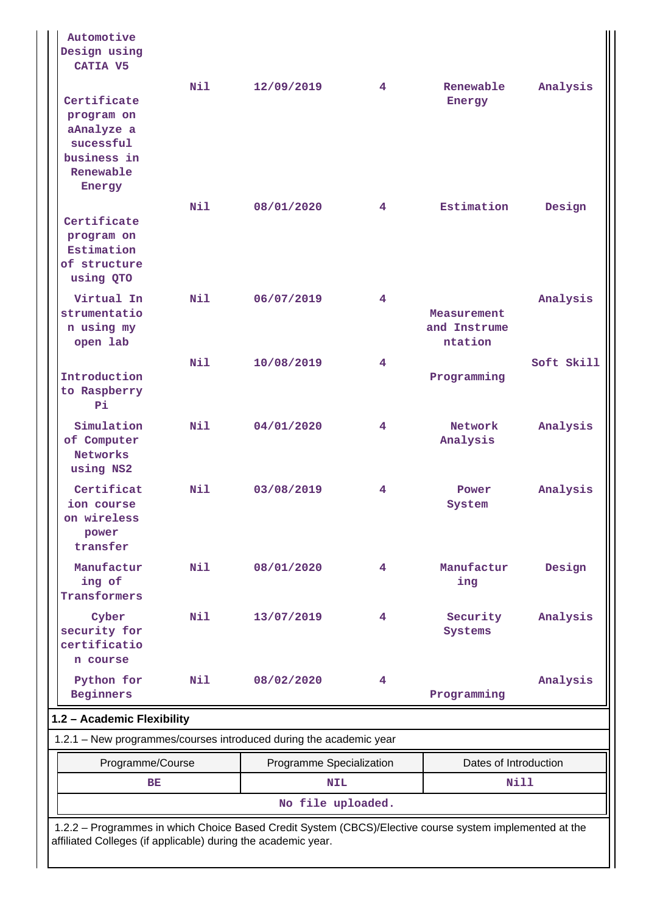| | | | | | |
|---|---|---|---|---|---|
| Automotive Design using CATIA V5 | | | | | |
| Certificate program on aAnalyze a sucessful business in Renewable Energy | Nil | 12/09/2019 | 4 | Renewable Energy | Analysis |
| Certificate program on Estimation of structure using QTO | Nil | 08/01/2020 | 4 | Estimation | Design |
| Virtual Instrumentation using my open lab | Nil | 06/07/2019 | 4 | Measurement and Instrumentation | Analysis |
| Introduction to Raspberry Pi | Nil | 10/08/2019 | 4 | Programming | Soft Skill |
| Simulation of Computer Networks using NS2 | Nil | 04/01/2020 | 4 | Network Analysis | Analysis |
| Certification course on wireless power transfer | Nil | 03/08/2019 | 4 | Power System | Analysis |
| Manufacturing of Transformers | Nil | 08/01/2020 | 4 | Manufacturing | Design |
| Cyber security for certification course | Nil | 13/07/2019 | 4 | Security Systems | Analysis |
| Python for Beginners | Nil | 08/02/2020 | 4 | Programming | Analysis |

## 1.2 – Academic Flexibility

1.2.1 – New programmes/courses introduced during the academic year

| Programme/Course | Programme Specialization | Dates of Introduction |
|---|---|---|
| BE | NIL | Nill |
| No file uploaded. | | |

1.2.2 – Programmes in which Choice Based Credit System (CBCS)/Elective course system implemented at the affiliated Colleges (if applicable) during the academic year.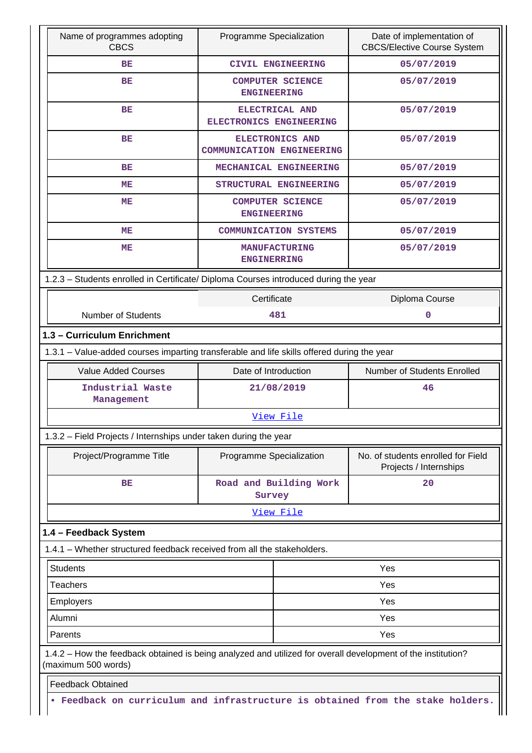| Name of programmes adopting CBCS | Programme Specialization | Date of implementation of CBCS/Elective Course System |
|---|---|---|
| BE | CIVIL ENGINEERING | 05/07/2019 |
| BE | COMPUTER SCIENCE ENGINEERING | 05/07/2019 |
| BE | ELECTRICAL AND ELECTRONICS ENGINEERING | 05/07/2019 |
| BE | ELECTRONICS AND COMMUNICATION ENGINEERING | 05/07/2019 |
| BE | MECHANICAL ENGINEERING | 05/07/2019 |
| ME | STRUCTURAL ENGINEERING | 05/07/2019 |
| ME | COMPUTER SCIENCE ENGINEERING | 05/07/2019 |
| ME | COMMUNICATION SYSTEMS | 05/07/2019 |
| ME | MANUFACTURING ENGINERRING | 05/07/2019 |

1.2.3 – Students enrolled in Certificate/ Diploma Courses introduced during the year

| | Certificate | Diploma Course |
|---|---|---|
| Number of Students | 481 | 0 |

### 1.3 – Curriculum Enrichment

1.3.1 – Value-added courses imparting transferable and life skills offered during the year

| Value Added Courses | Date of Introduction | Number of Students Enrolled |
|---|---|---|
| Industrial Waste Management | 21/08/2019 | 46 |

View File

1.3.2 – Field Projects / Internships under taken during the year

| Project/Programme Title | Programme Specialization | No. of students enrolled for Field Projects / Internships |
|---|---|---|
| BE | Road and Building Work Survey | 20 |

View File

### 1.4 – Feedback System

1.4.1 – Whether structured feedback received from all the stakeholders.

| | |
|---|---|
| Students | Yes |
| Teachers | Yes |
| Employers | Yes |
| Alumni | Yes |
| Parents | Yes |

1.4.2 – How the feedback obtained is being analyzed and utilized for overall development of the institution? (maximum 500 words)

Feedback Obtained

• Feedback on curriculum and infrastructure is obtained from the stake holders.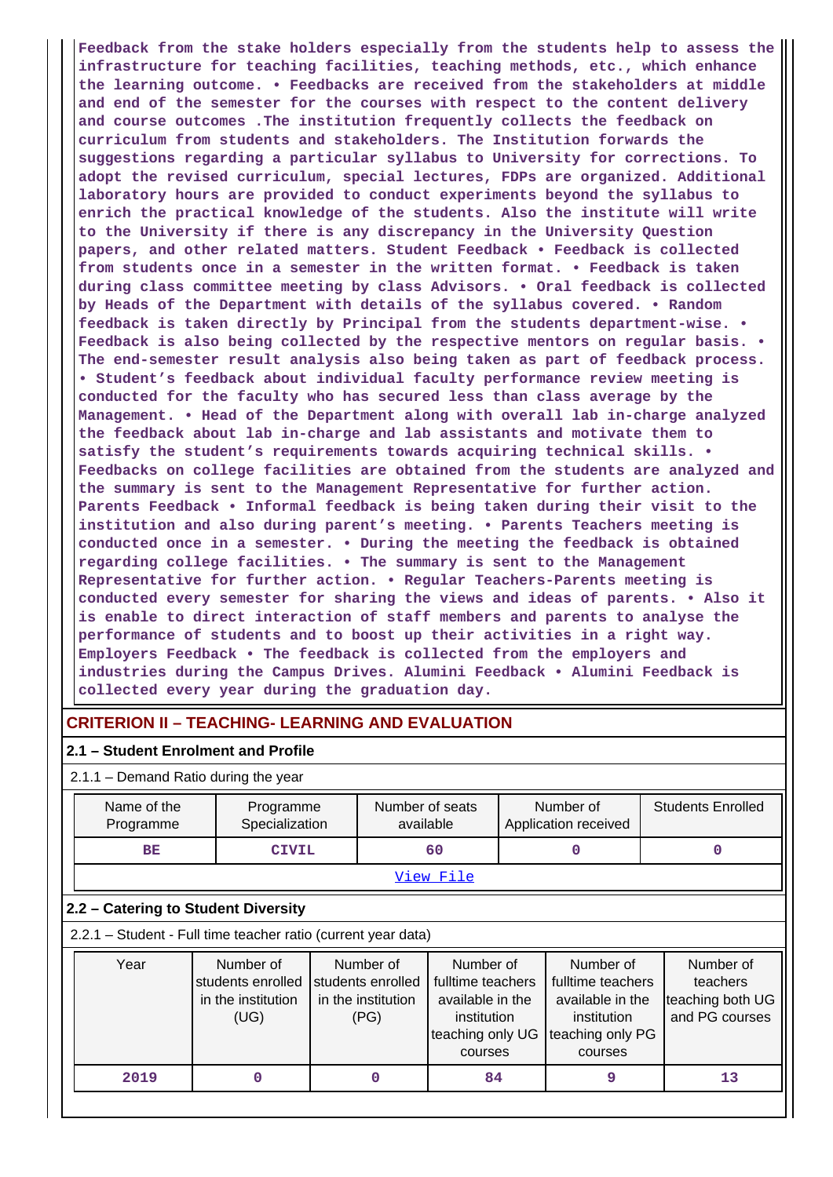Feedback from the stake holders especially from the students help to assess the infrastructure for teaching facilities, teaching methods, etc., which enhance the learning outcome. • Feedbacks are received from the stakeholders at middle and end of the semester for the courses with respect to the content delivery and course outcomes .The institution frequently collects the feedback on curriculum from students and stakeholders. The Institution forwards the suggestions regarding a particular syllabus to University for corrections. To adopt the revised curriculum, special lectures, FDPs are organized. Additional laboratory hours are provided to conduct experiments beyond the syllabus to enrich the practical knowledge of the students. Also the institute will write to the University if there is any discrepancy in the University Question papers, and other related matters. Student Feedback • Feedback is collected from students once in a semester in the written format. • Feedback is taken during class committee meeting by class Advisors. • Oral feedback is collected by Heads of the Department with details of the syllabus covered. • Random feedback is taken directly by Principal from the students department-wise. • Feedback is also being collected by the respective mentors on regular basis. • The end-semester result analysis also being taken as part of feedback process. • Student's feedback about individual faculty performance review meeting is conducted for the faculty who has secured less than class average by the Management. • Head of the Department along with overall lab in-charge analyzed the feedback about lab in-charge and lab assistants and motivate them to satisfy the student's requirements towards acquiring technical skills. • Feedbacks on college facilities are obtained from the students are analyzed and the summary is sent to the Management Representative for further action. Parents Feedback • Informal feedback is being taken during their visit to the institution and also during parent's meeting. • Parents Teachers meeting is conducted once in a semester. • During the meeting the feedback is obtained regarding college facilities. • The summary is sent to the Management Representative for further action. • Regular Teachers-Parents meeting is conducted every semester for sharing the views and ideas of parents. • Also it is enable to direct interaction of staff members and parents to analyse the performance of students and to boost up their activities in a right way. Employers Feedback • The feedback is collected from the employers and industries during the Campus Drives. Alumini Feedback • Alumini Feedback is collected every year during the graduation day.

## CRITERION II – TEACHING- LEARNING AND EVALUATION

### 2.1 – Student Enrolment and Profile

2.1.1 – Demand Ratio during the year

| Name of the Programme | Programme Specialization | Number of seats available | Number of Application received | Students Enrolled |
|---|---|---|---|---|
| BE | CIVIL | 60 | 0 | 0 |
| View File | | | | |

### 2.2 – Catering to Student Diversity

2.2.1 – Student - Full time teacher ratio (current year data)

| Year | Number of students enrolled in the institution (UG) | Number of students enrolled in the institution (PG) | Number of fulltime teachers available in the institution teaching only UG courses | Number of fulltime teachers available in the institution teaching only PG courses | Number of teachers teaching both UG and PG courses |
|---|---|---|---|---|---|
| 2019 | 0 | 0 | 84 | 9 | 13 |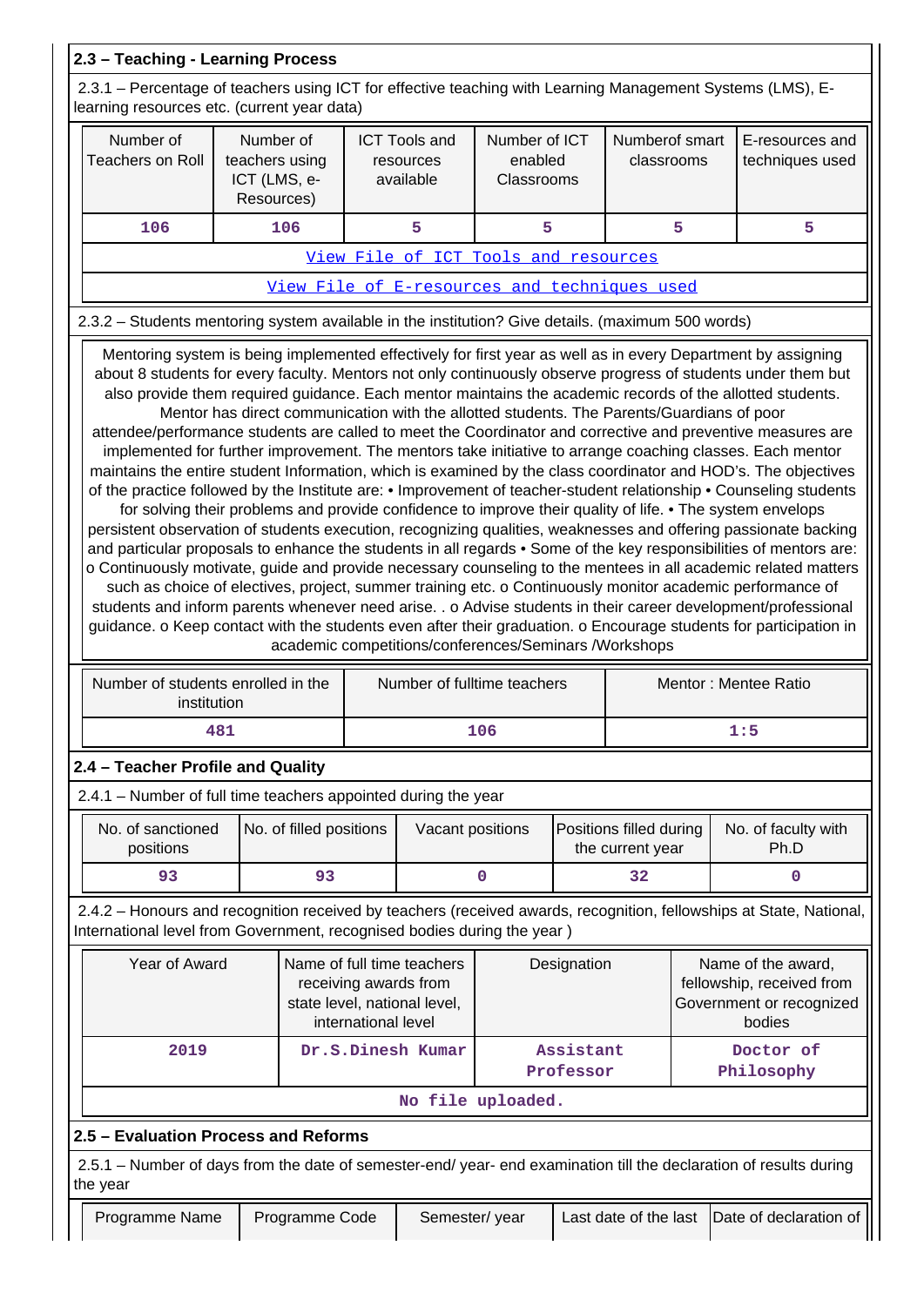## 2.3 – Teaching - Learning Process

2.3.1 – Percentage of teachers using ICT for effective teaching with Learning Management Systems (LMS), E-learning resources etc. (current year data)

| Number of Teachers on Roll | Number of teachers using ICT (LMS, e-Resources) | ICT Tools and resources available | Number of ICT enabled Classrooms | Numberof smart classrooms | E-resources and techniques used |
|---|---|---|---|---|---|
| 106 | 106 | 5 | 5 | 5 | 5 |
| View File of ICT Tools and resources | | | | | |
| View File of E-resources and techniques used | | | | | |

2.3.2 – Students mentoring system available in the institution? Give details. (maximum 500 words)

Mentoring system is being implemented effectively for first year as well as in every Department by assigning about 8 students for every faculty. Mentors not only continuously observe progress of students under them but also provide them required guidance. Each mentor maintains the academic records of the allotted students. Mentor has direct communication with the allotted students. The Parents/Guardians of poor attendee/performance students are called to meet the Coordinator and corrective and preventive measures are implemented for further improvement. The mentors take initiative to arrange coaching classes. Each mentor maintains the entire student Information, which is examined by the class coordinator and HOD's. The objectives of the practice followed by the Institute are: • Improvement of teacher-student relationship • Counseling students for solving their problems and provide confidence to improve their quality of life. • The system envelops persistent observation of students execution, recognizing qualities, weaknesses and offering passionate backing and particular proposals to enhance the students in all regards • Some of the key responsibilities of mentors are: o Continuously motivate, guide and provide necessary counseling to the mentees in all academic related matters such as choice of electives, project, summer training etc. o Continuously monitor academic performance of students and inform parents whenever need arise. . o Advise students in their career development/professional guidance. o Keep contact with the students even after their graduation. o Encourage students for participation in academic competitions/conferences/Seminars /Workshops

| Number of students enrolled in the institution | Number of fulltime teachers | Mentor : Mentee Ratio |
|---|---|---|
| 481 | 106 | 1:5 |

## 2.4 – Teacher Profile and Quality

2.4.1 – Number of full time teachers appointed during the year

| No. of sanctioned positions | No. of filled positions | Vacant positions | Positions filled during the current year | No. of faculty with Ph.D |
|---|---|---|---|---|
| 93 | 93 | 0 | 32 | 0 |

2.4.2 – Honours and recognition received by teachers (received awards, recognition, fellowships at State, National, International level from Government, recognised bodies during the year )

| Year of Award | Name of full time teachers receiving awards from state level, national level, international level | Designation | Name of the award, fellowship, received from Government or recognized bodies |
|---|---|---|---|
| 2019 | Dr.S.Dinesh Kumar | Assistant Professor | Doctor of Philosophy |
| No file uploaded. | | | |

## 2.5 – Evaluation Process and Reforms

2.5.1 – Number of days from the date of semester-end/ year- end examination till the declaration of results during the year

| Programme Name | Programme Code | Semester/ year | Last date of the last | Date of declaration of |
|---|---|---|---|---|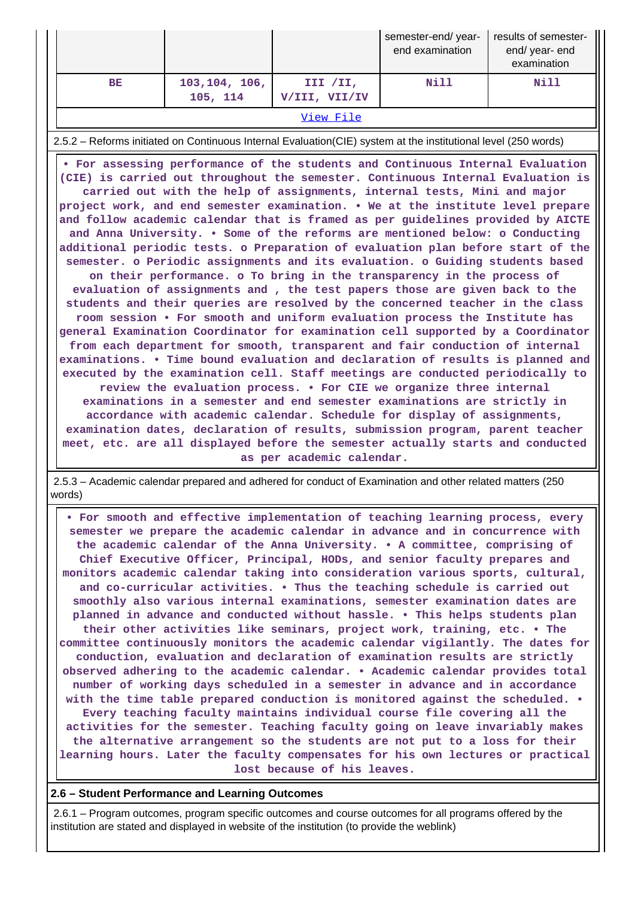| | | | semester-end/ year-end examination | results of semester-end/ year- end examination |
|---|---|---|---|---|
| BE | 103,104, 106, 105, 114 | III /II, V/III, VII/IV | Nill | Nill |

View File

2.5.2 – Reforms initiated on Continuous Internal Evaluation(CIE) system at the institutional level (250 words)

• For assessing performance of the students and Continuous Internal Evaluation (CIE) is carried out throughout the semester. Continuous Internal Evaluation is carried out with the help of assignments, internal tests, Mini and major project work, and end semester examination. • We at the institute level prepare and follow academic calendar that is framed as per guidelines provided by AICTE and Anna University. • Some of the reforms are mentioned below: o Conducting additional periodic tests. o Preparation of evaluation plan before start of the semester. o Periodic assignments and its evaluation. o Guiding students based on their performance. o To bring in the transparency in the process of evaluation of assignments and , the test papers those are given back to the students and their queries are resolved by the concerned teacher in the class room session • For smooth and uniform evaluation process the Institute has general Examination Coordinator for examination cell supported by a Coordinator from each department for smooth, transparent and fair conduction of internal examinations. • Time bound evaluation and declaration of results is planned and executed by the examination cell. Staff meetings are conducted periodically to review the evaluation process. • For CIE we organize three internal examinations in a semester and end semester examinations are strictly in accordance with academic calendar. Schedule for display of assignments, examination dates, declaration of results, submission program, parent teacher meet, etc. are all displayed before the semester actually starts and conducted as per academic calendar.

2.5.3 – Academic calendar prepared and adhered for conduct of Examination and other related matters (250 words)

• For smooth and effective implementation of teaching learning process, every semester we prepare the academic calendar in advance and in concurrence with the academic calendar of the Anna University. • A committee, comprising of Chief Executive Officer, Principal, HODs, and senior faculty prepares and monitors academic calendar taking into consideration various sports, cultural, and co-curricular activities. • Thus the teaching schedule is carried out smoothly also various internal examinations, semester examination dates are planned in advance and conducted without hassle. • This helps students plan their other activities like seminars, project work, training, etc. • The committee continuously monitors the academic calendar vigilantly. The dates for conduction, evaluation and declaration of examination results are strictly observed adhering to the academic calendar. • Academic calendar provides total number of working days scheduled in a semester in advance and in accordance with the time table prepared conduction is monitored against the scheduled. • Every teaching faculty maintains individual course file covering all the activities for the semester. Teaching faculty going on leave invariably makes the alternative arrangement so the students are not put to a loss for their learning hours. Later the faculty compensates for his own lectures or practical lost because of his leaves.

**2.6 – Student Performance and Learning Outcomes**

2.6.1 – Program outcomes, program specific outcomes and course outcomes for all programs offered by the institution are stated and displayed in website of the institution (to provide the weblink)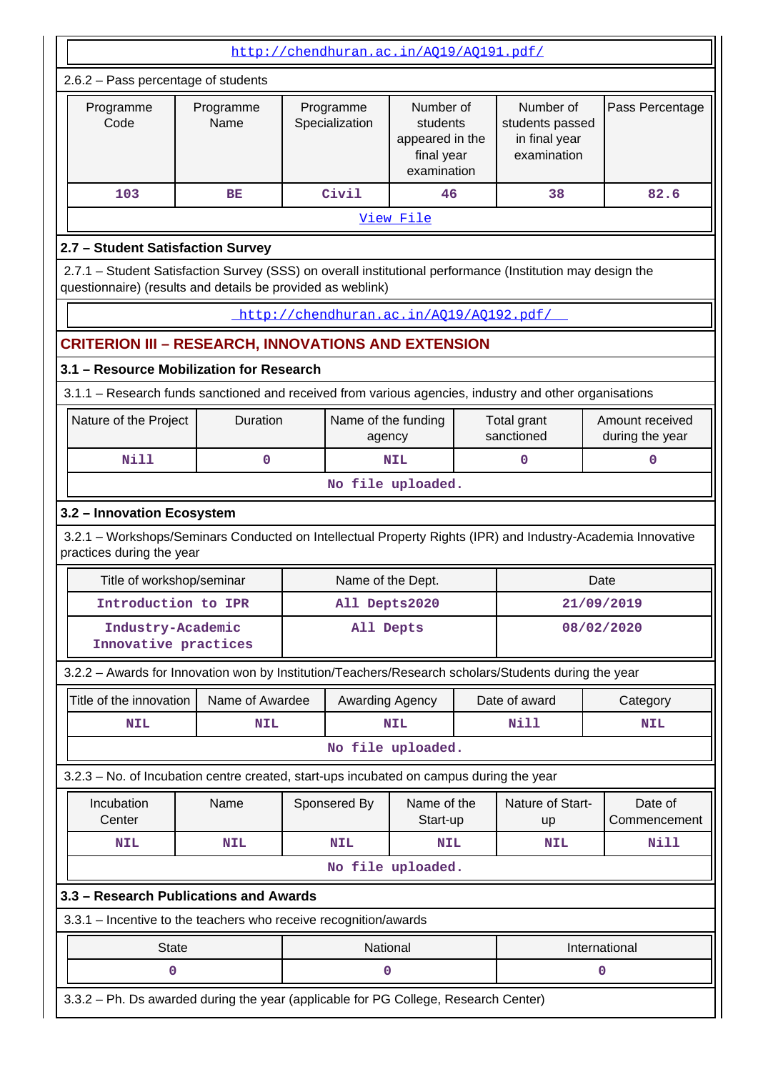http://chendhuran.ac.in/AQ19/AQ191.pdf/

2.6.2 – Pass percentage of students

| Programme Code | Programme Name | Programme Specialization | Number of students appeared in the final year examination | Number of students passed in final year examination | Pass Percentage |
|---|---|---|---|---|---|
| 103 | BE | Civil | 46 | 38 | 82.6 |

View File

### 2.7 – Student Satisfaction Survey

2.7.1 – Student Satisfaction Survey (SSS) on overall institutional performance (Institution may design the questionnaire) (results and details be provided as weblink)

http://chendhuran.ac.in/AQ19/AQ192.pdf/

## CRITERION III – RESEARCH, INNOVATIONS AND EXTENSION

### 3.1 – Resource Mobilization for Research

3.1.1 – Research funds sanctioned and received from various agencies, industry and other organisations

| Nature of the Project | Duration | Name of the funding agency | Total grant sanctioned | Amount received during the year |
|---|---|---|---|---|
| Nill | 0 | NIL | 0 | 0 |

No file uploaded.

### 3.2 – Innovation Ecosystem

3.2.1 – Workshops/Seminars Conducted on Intellectual Property Rights (IPR) and Industry-Academia Innovative practices during the year

| Title of workshop/seminar | Name of the Dept. | Date |
|---|---|---|
| Introduction to IPR | All Depts2020 | 21/09/2019 |
| Industry-Academic Innovative practices | All Depts | 08/02/2020 |

3.2.2 – Awards for Innovation won by Institution/Teachers/Research scholars/Students during the year

| Title of the innovation | Name of Awardee | Awarding Agency | Date of award | Category |
|---|---|---|---|---|
| NIL | NIL | NIL | Nill | NIL |

No file uploaded.

3.2.3 – No. of Incubation centre created, start-ups incubated on campus during the year

| Incubation Center | Name | Sponsered By | Name of the Start-up | Nature of Start-up | Date of Commencement |
|---|---|---|---|---|---|
| NIL | NIL | NIL | NIL | NIL | Nill |

No file uploaded.

### 3.3 – Research Publications and Awards

3.3.1 – Incentive to the teachers who receive recognition/awards

| State | National | International |
|---|---|---|
| 0 | 0 | 0 |

3.3.2 – Ph. Ds awarded during the year (applicable for PG College, Research Center)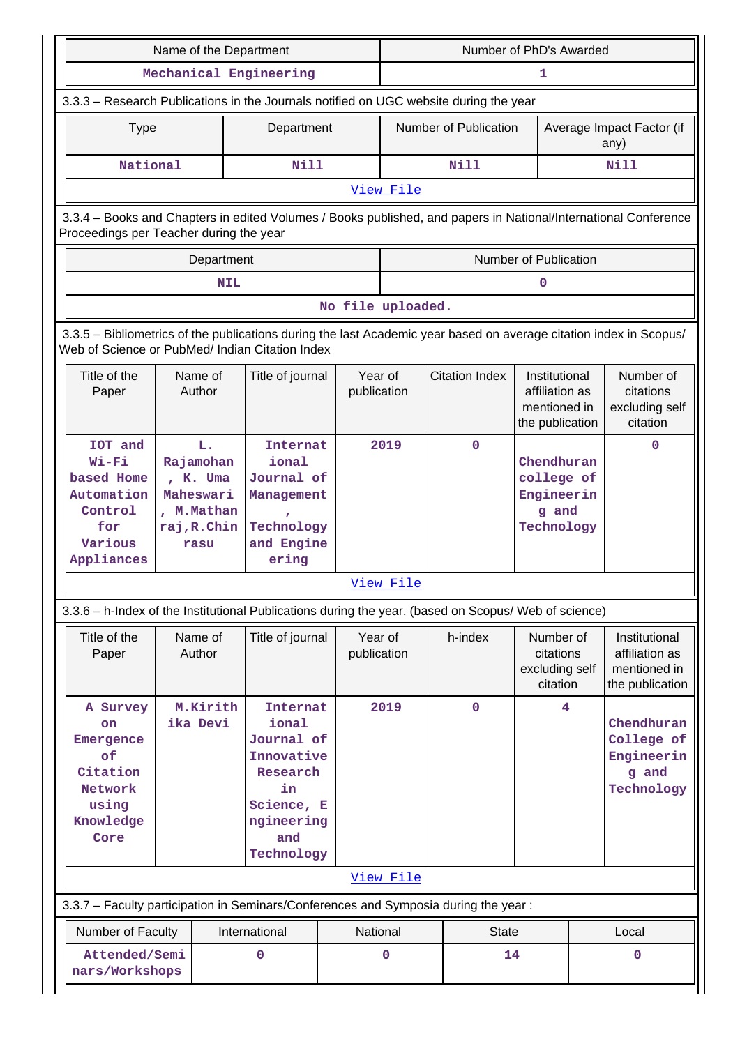| Name of the Department | Number of PhD's Awarded |
|---|---|
| Mechanical Engineering | 1 |

3.3.3 – Research Publications in the Journals notified on UGC website during the year

| Type | Department | Number of Publication | Average Impact Factor (if any) |
|---|---|---|---|
| National | Nill | Nill | Nill |

View File

3.3.4 – Books and Chapters in edited Volumes / Books published, and papers in National/International Conference Proceedings per Teacher during the year

| Department | Number of Publication |
|---|---|
| NIL | 0 |

No file uploaded.

3.3.5 – Bibliometrics of the publications during the last Academic year based on average citation index in Scopus/ Web of Science or PubMed/ Indian Citation Index

| Title of the Paper | Name of Author | Title of journal | Year of publication | Citation Index | Institutional affiliation as mentioned in the publication | Number of citations excluding self citation |
|---|---|---|---|---|---|---|
| IOT and Wi-Fi based Home Automation Control for Various Appliances | L. Rajamohan , K. Uma Maheswari , M.Mathanraj,R.Chinrasu | International Journal of Management , Technology and Engineering | 2019 | 0 | Chendhuran college of Engineering and Technology | 0 |

View File

3.3.6 – h-Index of the Institutional Publications during the year. (based on Scopus/ Web of science)

| Title of the Paper | Name of Author | Title of journal | Year of publication | h-index | Number of citations excluding self citation | Institutional affiliation as mentioned in the publication |
|---|---|---|---|---|---|---|
| A Survey on Emergence of Citation Network using Knowledge Core | M.Kirithika Devi | International Journal of Innovative Research in Science, Engineering and Technology | 2019 | 0 | 4 | Chendhuran College of Engineering and Technology |

View File

3.3.7 – Faculty participation in Seminars/Conferences and Symposia during the year :

| Number of Faculty | International | National | State | Local |
|---|---|---|---|---|
| Attended/Seminars/Workshops | 0 | 0 | 14 | 0 |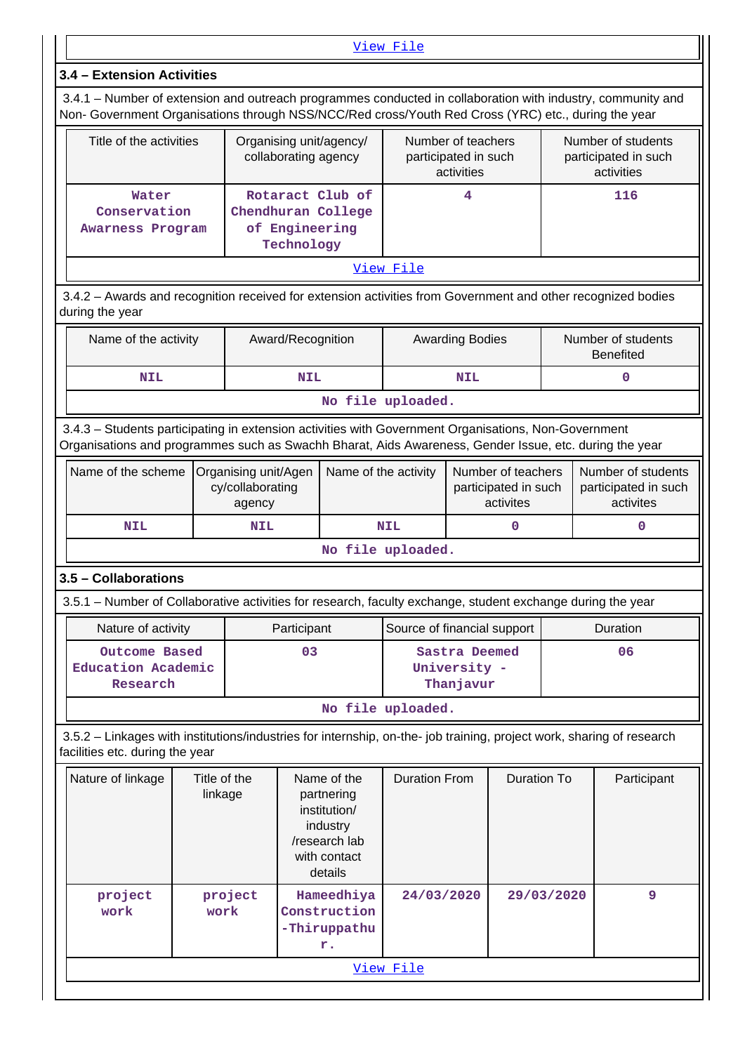View File

### 3.4 – Extension Activities

3.4.1 – Number of extension and outreach programmes conducted in collaboration with industry, community and Non- Government Organisations through NSS/NCC/Red cross/Youth Red Cross (YRC) etc., during the year

| Title of the activities | Organising unit/agency/ collaborating agency | Number of teachers participated in such activities | Number of students participated in such activities |
|---|---|---|---|
| Water Conservation Awarness Program | Rotaract Club of Chendhuran College of Engineering Technology | 4 | 116 |

View File

3.4.2 – Awards and recognition received for extension activities from Government and other recognized bodies during the year

| Name of the activity | Award/Recognition | Awarding Bodies | Number of students Benefited |
|---|---|---|---|
| NIL | NIL | NIL | 0 |

No file uploaded.

3.4.3 – Students participating in extension activities with Government Organisations, Non-Government Organisations and programmes such as Swachh Bharat, Aids Awareness, Gender Issue, etc. during the year

| Name of the scheme | Organising unit/Agency/collaborating agency | Name of the activity | Number of teachers participated in such activites | Number of students participated in such activites |
|---|---|---|---|---|
| NIL | NIL | NIL | 0 | 0 |

No file uploaded.

### 3.5 – Collaborations

3.5.1 – Number of Collaborative activities for research, faculty exchange, student exchange during the year

| Nature of activity | Participant | Source of financial support | Duration |
|---|---|---|---|
| Outcome Based Education Academic Research | 03 | Sastra Deemed University - Thanjavur | 06 |

No file uploaded.

3.5.2 – Linkages with institutions/industries for internship, on-the- job training, project work, sharing of research facilities etc. during the year

| Nature of linkage | Title of the linkage | Name of the partnering institution/ industry /research lab with contact details | Duration From | Duration To | Participant |
|---|---|---|---|---|---|
| project work | project work | Hameedhiya Construction -Thiruppathur. | 24/03/2020 | 29/03/2020 | 9 |

View File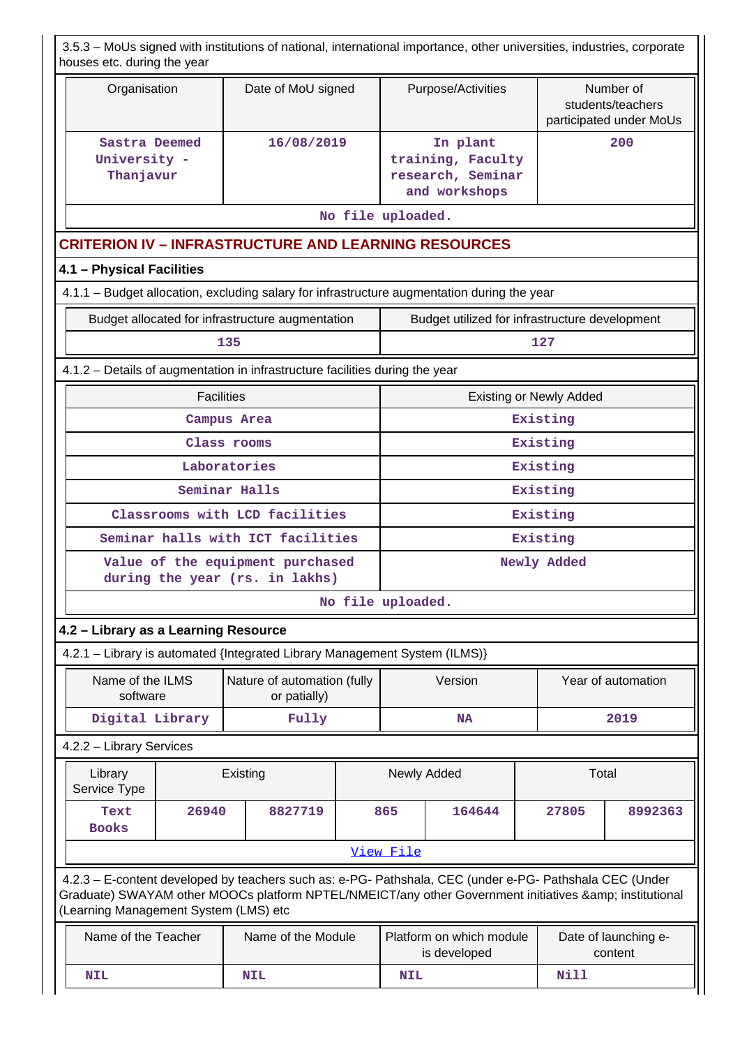3.5.3 – MoUs signed with institutions of national, international importance, other universities, industries, corporate houses etc. during the year

| Organisation | Date of MoU signed | Purpose/Activities | Number of students/teachers participated under MoUs |
|---|---|---|---|
| Sastra Deemed University - Thanjavur | 16/08/2019 | In plant training, Faculty research, Seminar and workshops | 200 |
| No file uploaded. | | | |

## CRITERION IV – INFRASTRUCTURE AND LEARNING RESOURCES

### 4.1 – Physical Facilities

4.1.1 – Budget allocation, excluding salary for infrastructure augmentation during the year

| Budget allocated for infrastructure augmentation | Budget utilized for infrastructure development |
|---|---|
| 135 | 127 |

4.1.2 – Details of augmentation in infrastructure facilities during the year

| Facilities | Existing or Newly Added |
|---|---|
| Campus Area | Existing |
| Class rooms | Existing |
| Laboratories | Existing |
| Seminar Halls | Existing |
| Classrooms with LCD facilities | Existing |
| Seminar halls with ICT facilities | Existing |
| Value of the equipment purchased during the year (rs. in lakhs) | Newly Added |
| No file uploaded. | |

### 4.2 – Library as a Learning Resource

4.2.1 – Library is automated {Integrated Library Management System (ILMS)}

| Name of the ILMS software | Nature of automation (fully or patially) | Version | Year of automation |
|---|---|---|---|
| Digital Library | Fully | NA | 2019 |

4.2.2 – Library Services

| Library Service Type | Existing | | Newly Added | | Total | |
|---|---|---|---|---|---|---|
| Text Books | 26940 | 8827719 | 865 | 164644 | 27805 | 8992363 |
| View File | | | | | | |

4.2.3 – E-content developed by teachers such as: e-PG- Pathshala, CEC (under e-PG- Pathshala CEC (Under Graduate) SWAYAM other MOOCs platform NPTEL/NMEICT/any other Government initiatives &amp; institutional (Learning Management System (LMS) etc

| Name of the Teacher | Name of the Module | Platform on which module is developed | Date of launching e-content |
|---|---|---|---|
| NIL | NIL | NIL | Nill |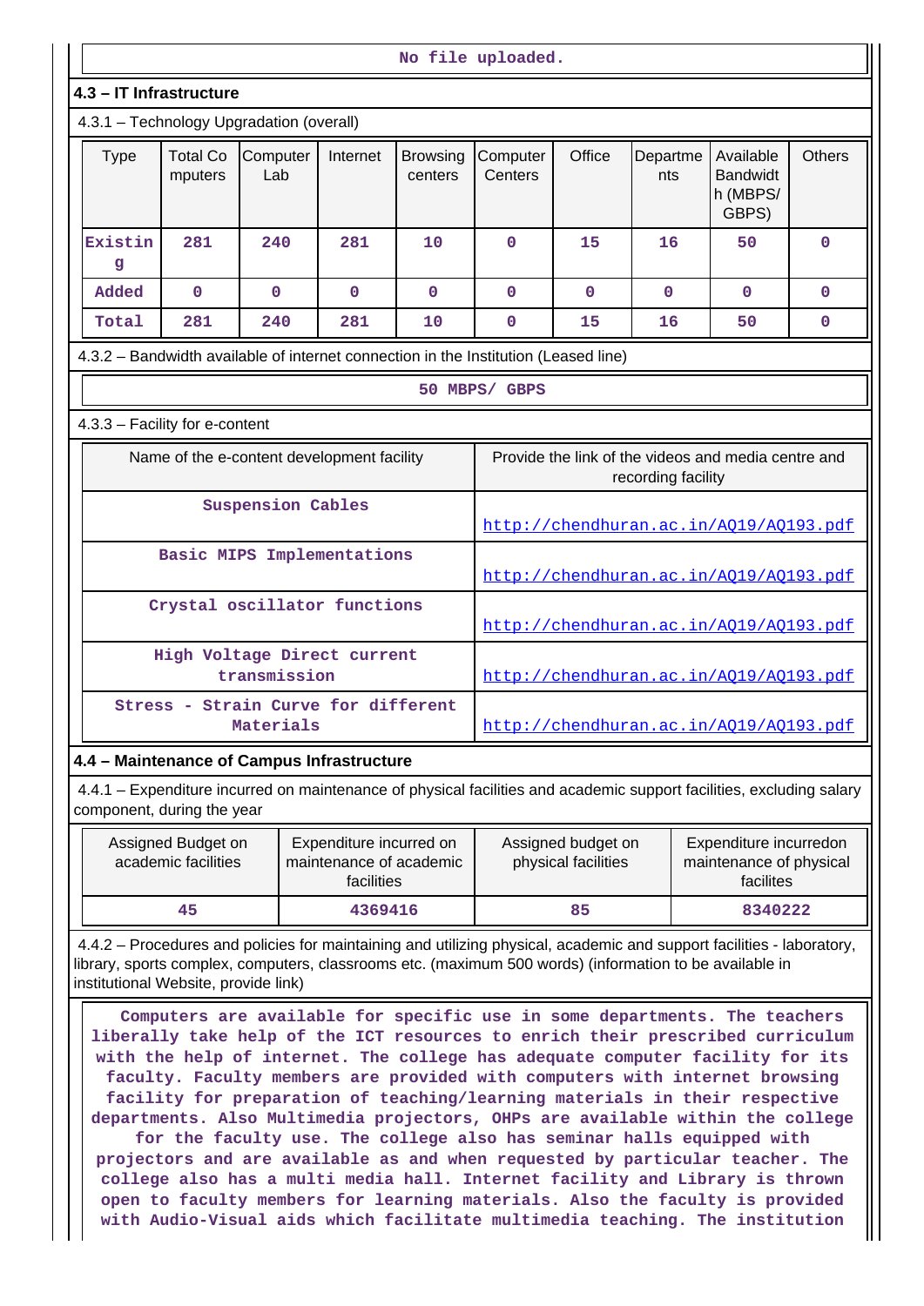No file uploaded.

**4.3 – IT Infrastructure**

4.3.1 – Technology Upgradation (overall)

| Type | Total Computers | Computer Lab | Internet | Browsing centers | Computer Centers | Office | Departments | Available Bandwidth (MBPS/ GBPS) | Others |
|---|---|---|---|---|---|---|---|---|---|
| Existing | 281 | 240 | 281 | 10 | 0 | 15 | 16 | 50 | 0 |
| Added | 0 | 0 | 0 | 0 | 0 | 0 | 0 | 0 | 0 |
| Total | 281 | 240 | 281 | 10 | 0 | 15 | 16 | 50 | 0 |

4.3.2 – Bandwidth available of internet connection in the Institution (Leased line)

50 MBPS/ GBPS

4.3.3 – Facility for e-content

| Name of the e-content development facility | Provide the link of the videos and media centre and recording facility |
|---|---|
| Suspension Cables | http://chendhuran.ac.in/AQ19/AQ193.pdf |
| Basic MIPS Implementations | http://chendhuran.ac.in/AQ19/AQ193.pdf |
| Crystal oscillator functions | http://chendhuran.ac.in/AQ19/AQ193.pdf |
| High Voltage Direct current transmission | http://chendhuran.ac.in/AQ19/AQ193.pdf |
| Stress - Strain Curve for different Materials | http://chendhuran.ac.in/AQ19/AQ193.pdf |

**4.4 – Maintenance of Campus Infrastructure**

4.4.1 – Expenditure incurred on maintenance of physical facilities and academic support facilities, excluding salary component, during the year

| Assigned Budget on academic facilities | Expenditure incurred on maintenance of academic facilities | Assigned budget on physical facilities | Expenditure incurredon maintenance of physical facilites |
|---|---|---|---|
| 45 | 4369416 | 85 | 8340222 |

4.4.2 – Procedures and policies for maintaining and utilizing physical, academic and support facilities - laboratory, library, sports complex, computers, classrooms etc. (maximum 500 words) (information to be available in institutional Website, provide link)

Computers are available for specific use in some departments. The teachers liberally take help of the ICT resources to enrich their prescribed curriculum with the help of internet. The college has adequate computer facility for its faculty. Faculty members are provided with computers with internet browsing facility for preparation of teaching/learning materials in their respective departments. Also Multimedia projectors, OHPs are available within the college for the faculty use. The college also has seminar halls equipped with projectors and are available as and when requested by particular teacher. The college also has a multi media hall. Internet facility and Library is thrown open to faculty members for learning materials. Also the faculty is provided with Audio-Visual aids which facilitate multimedia teaching. The institution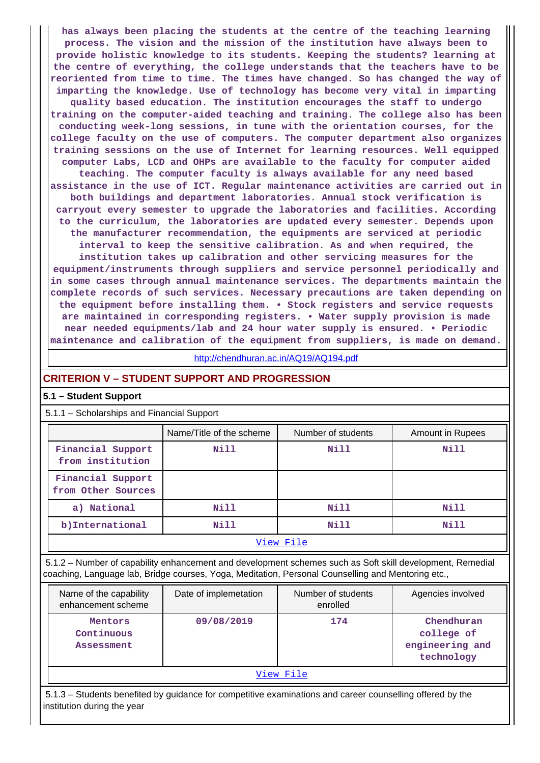has always been placing the students at the centre of the teaching learning process. The vision and the mission of the institution have always been to provide holistic knowledge to its students. Keeping the students? learning at the centre of everything, the college understands that the teachers have to be reoriented from time to time. The times have changed. So has changed the way of imparting the knowledge. Use of technology has become very vital in imparting quality based education. The institution encourages the staff to undergo training on the computer-aided teaching and training. The college also has been conducting week-long sessions, in tune with the orientation courses, for the college faculty on the use of computers. The computer department also organizes training sessions on the use of Internet for learning resources. Well equipped computer Labs, LCD and OHPs are available to the faculty for computer aided teaching. The computer faculty is always available for any need based assistance in the use of ICT. Regular maintenance activities are carried out in both buildings and department laboratories. Annual stock verification is carryout every semester to upgrade the laboratories and facilities. According to the curriculum, the laboratories are updated every semester. Depends upon the manufacturer recommendation, the equipments are serviced at periodic interval to keep the sensitive calibration. As and when required, the institution takes up calibration and other servicing measures for the equipment/instruments through suppliers and service personnel periodically and in some cases through annual maintenance services. The departments maintain the complete records of such services. Necessary precautions are taken depending on the equipment before installing them. • Stock registers and service requests are maintained in corresponding registers. • Water supply provision is made near needed equipments/lab and 24 hour water supply is ensured. • Periodic maintenance and calibration of the equipment from suppliers, is made on demand.

http://chendhuran.ac.in/AQ19/AQ194.pdf

## CRITERION V – STUDENT SUPPORT AND PROGRESSION

### 5.1 – Student Support

5.1.1 – Scholarships and Financial Support

| | Name/Title of the scheme | Number of students | Amount in Rupees |
|---|---|---|---|
| Financial Support from institution | Nill | Nill | Nill |
| Financial Support from Other Sources | | | |
| a) National | Nill | Nill | Nill |
| b)International | Nill | Nill | Nill |

View File

5.1.2 – Number of capability enhancement and development schemes such as Soft skill development, Remedial coaching, Language lab, Bridge courses, Yoga, Meditation, Personal Counselling and Mentoring etc.,

| Name of the capability enhancement scheme | Date of implemetation | Number of students enrolled | Agencies involved |
|---|---|---|---|
| Mentors Continuous Assessment | 09/08/2019 | 174 | Chendhuran college of engineering and technology |

View File

5.1.3 – Students benefited by guidance for competitive examinations and career counselling offered by the institution during the year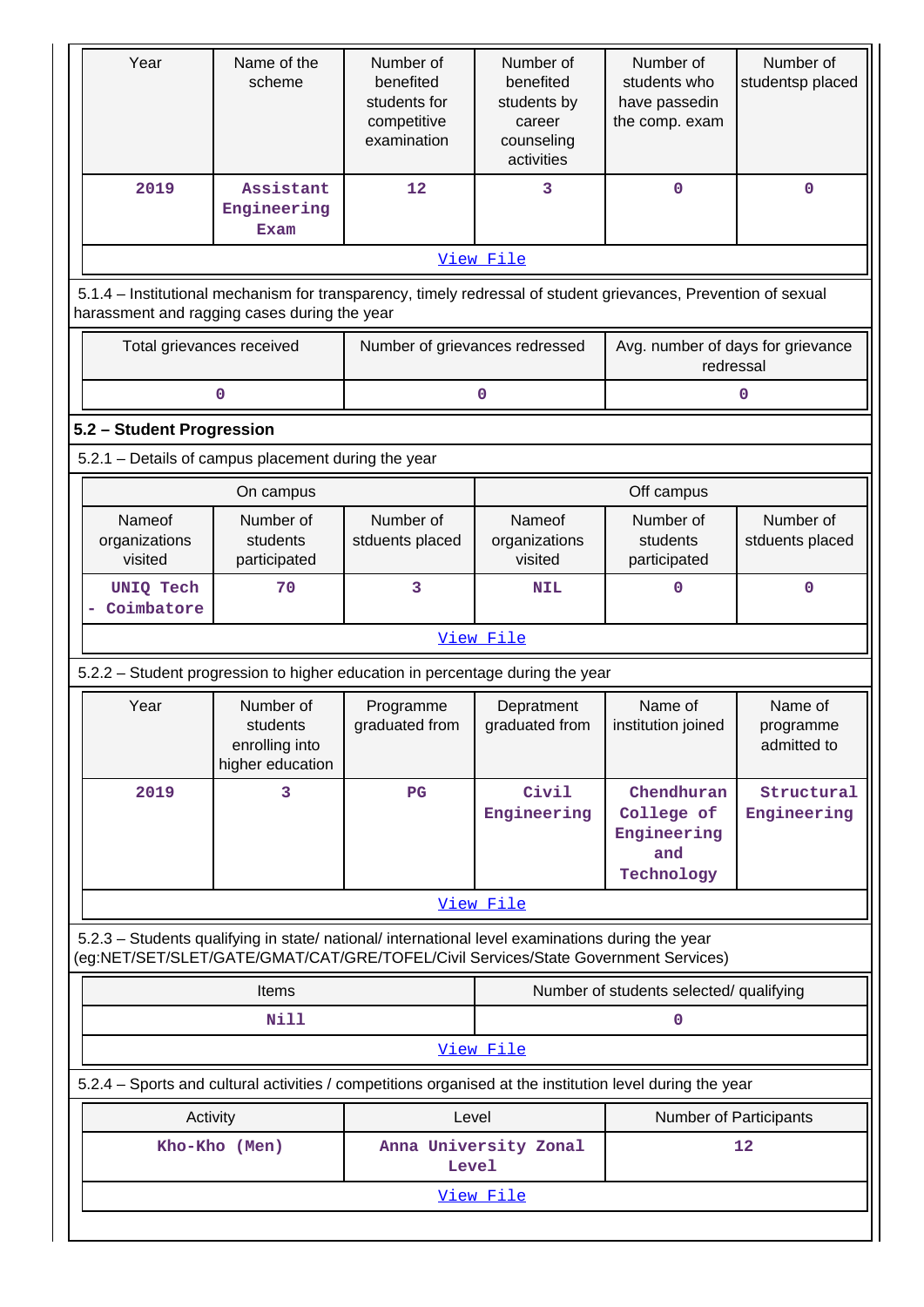| Year | Name of the scheme | Number of benefited students for competitive examination | Number of benefited students by career counseling activities | Number of students who have passedin the comp. exam | Number of studentsp placed |
|---|---|---|---|---|---|
| 2019 | Assistant Engineering Exam | 12 | 3 | 0 | 0 |
| View File | | | | | |

5.1.4 – Institutional mechanism for transparency, timely redressal of student grievances, Prevention of sexual harassment and ragging cases during the year

| Total grievances received | Number of grievances redressed | Avg. number of days for grievance redressal |
|---|---|---|
| 0 | 0 | 0 |

**5.2 – Student Progression**

5.2.1 – Details of campus placement during the year

| On campus | | | Off campus | | |
|---|---|---|---|---|---|
| Nameof organizations visited | Number of students participated | Number of stduents placed | Nameof organizations visited | Number of students participated | Number of stduents placed |
| UNIQ Tech - Coimbatore | 70 | 3 | NIL | 0 | 0 |
| View File | | | | | |

5.2.2 – Student progression to higher education in percentage during the year

| Year | Number of students enrolling into higher education | Programme graduated from | Depratment graduated from | Name of institution joined | Name of programme admitted to |
|---|---|---|---|---|---|
| 2019 | 3 | PG | Civil Engineering | Chendhuran College of Engineering and Technology | Structural Engineering |
| View File | | | | | |

5.2.3 – Students qualifying in state/ national/ international level examinations during the year (eg:NET/SET/SLET/GATE/GMAT/CAT/GRE/TOFEL/Civil Services/State Government Services)

| Items | Number of students selected/ qualifying |
|---|---|
| Nill | 0 |
| View File | |

5.2.4 – Sports and cultural activities / competitions organised at the institution level during the year

| Activity | Level | Number of Participants |
|---|---|---|
| Kho-Kho (Men) | Anna University Zonal Level | 12 |
| View File | | |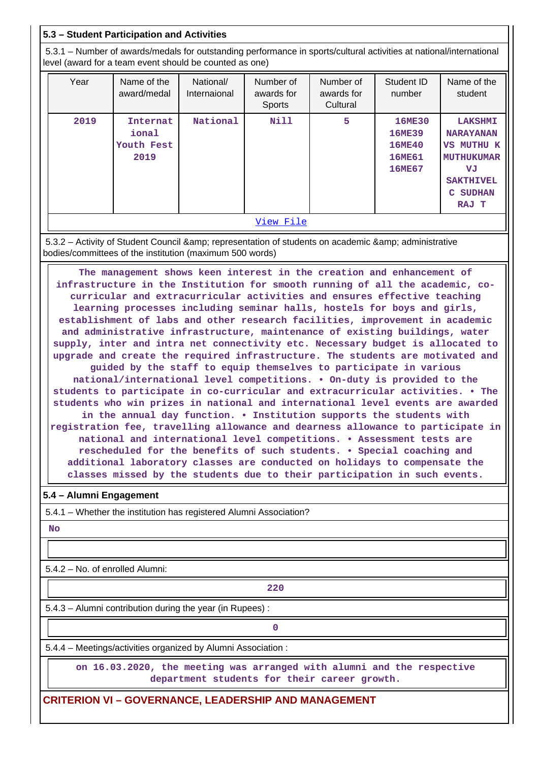### 5.3 – Student Participation and Activities

5.3.1 – Number of awards/medals for outstanding performance in sports/cultural activities at national/international level (award for a team event should be counted as one)

| Year | Name of the award/medal | National/ Internaional | Number of awards for Sports | Number of awards for Cultural | Student ID number | Name of the student |
|---|---|---|---|---|---|---|
| 2019 | International Youth Fest 2019 | National | Nill | 5 | 16ME30 16ME39 16ME40 16ME61 16ME67 | LAKSHMI NARAYANAN VS MUTHU K MUTHUKUMAR VJ SAKTHIVEL C SUDHAN RAJ T |

View File

5.3.2 – Activity of Student Council &amp; representation of students on academic &amp; administrative bodies/committees of the institution (maximum 500 words)

The management shows keen interest in the creation and enhancement of infrastructure in the Institution for smooth running of all the academic, co-curricular and extracurricular activities and ensures effective teaching learning processes including seminar halls, hostels for boys and girls, establishment of labs and other research facilities, improvement in academic and administrative infrastructure, maintenance of existing buildings, water supply, inter and intra net connectivity etc. Necessary budget is allocated to upgrade and create the required infrastructure. The students are motivated and guided by the staff to equip themselves to participate in various national/international level competitions. • On-duty is provided to the students to participate in co-curricular and extracurricular activities. • The students who win prizes in national and international level events are awarded in the annual day function. • Institution supports the students with registration fee, travelling allowance and dearness allowance to participate in national and international level competitions. • Assessment tests are rescheduled for the benefits of such students. • Special coaching and additional laboratory classes are conducted on holidays to compensate the classes missed by the students due to their participation in such events.

### 5.4 – Alumni Engagement

5.4.1 – Whether the institution has registered Alumni Association?

**No**

5.4.2 – No. of enrolled Alumni:

220

5.4.3 – Alumni contribution during the year (in Rupees) :

0

5.4.4 – Meetings/activities organized by Alumni Association :

on 16.03.2020, the meeting was arranged with alumni and the respective department students for their career growth.

## CRITERION VI – GOVERNANCE, LEADERSHIP AND MANAGEMENT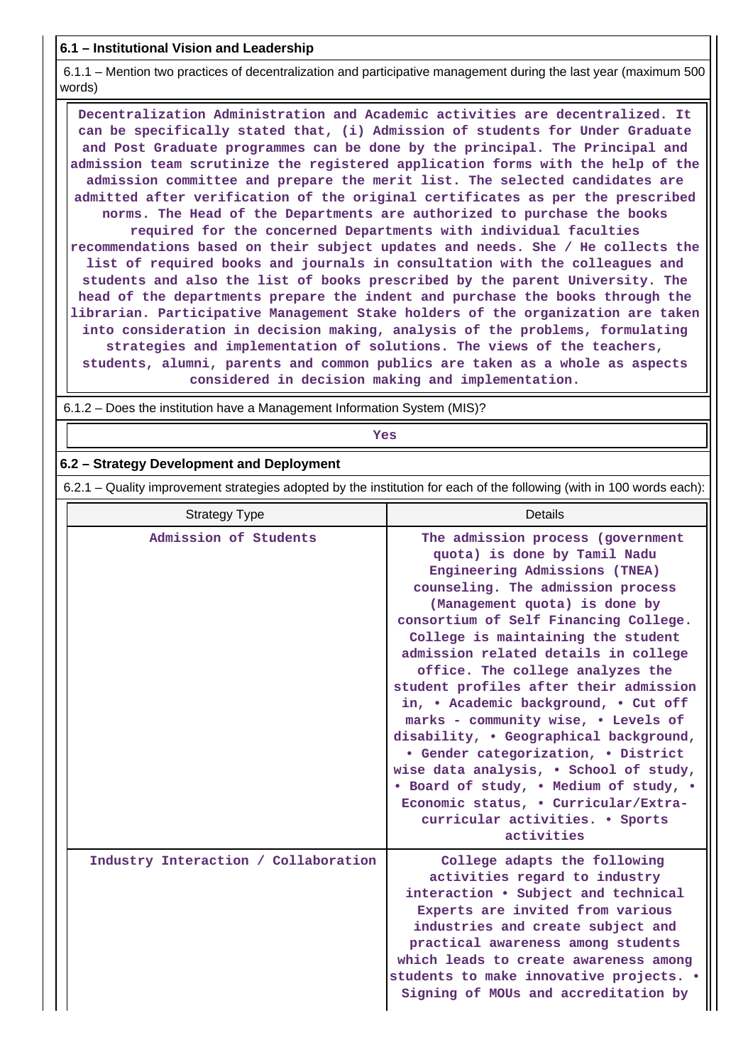### 6.1 – Institutional Vision and Leadership

6.1.1 – Mention two practices of decentralization and participative management during the last year (maximum 500 words)

Decentralization Administration and Academic activities are decentralized. It can be specifically stated that, (i) Admission of students for Under Graduate and Post Graduate programmes can be done by the principal. The Principal and admission team scrutinize the registered application forms with the help of the admission committee and prepare the merit list. The selected candidates are admitted after verification of the original certificates as per the prescribed norms. The Head of the Departments are authorized to purchase the books required for the concerned Departments with individual faculties recommendations based on their subject updates and needs. She / He collects the list of required books and journals in consultation with the colleagues and students and also the list of books prescribed by the parent University. The head of the departments prepare the indent and purchase the books through the librarian. Participative Management Stake holders of the organization are taken into consideration in decision making, analysis of the problems, formulating strategies and implementation of solutions. The views of the teachers, students, alumni, parents and common publics are taken as a whole as aspects considered in decision making and implementation.

6.1.2 – Does the institution have a Management Information System (MIS)?

Yes

### 6.2 – Strategy Development and Deployment

6.2.1 – Quality improvement strategies adopted by the institution for each of the following (with in 100 words each):

| Strategy Type | Details |
|---|---|
| Admission of Students | The admission process (government quota) is done by Tamil Nadu Engineering Admissions (TNEA) counseling. The admission process (Management quota) is done by consortium of Self Financing College. College is maintaining the student admission related details in college office. The college analyzes the student profiles after their admission in, • Academic background, • Cut off marks - community wise, • Levels of disability, • Geographical background, • Gender categorization, • District wise data analysis, • School of study, • Board of study, • Medium of study, • Economic status, • Curricular/Extra-curricular activities. • Sports activities |
| Industry Interaction / Collaboration | College adapts the following activities regard to industry interaction • Subject and technical Experts are invited from various industries and create subject and practical awareness among students which leads to create awareness among students to make innovative projects. • Signing of MOUs and accreditation by |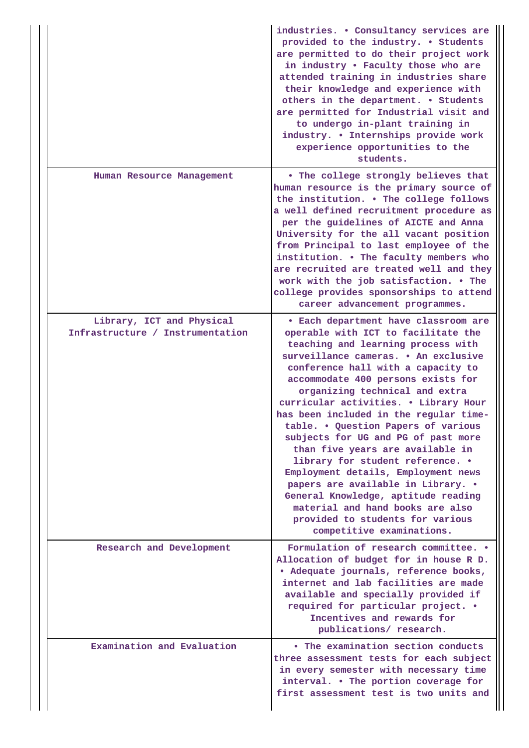| | |
|---|---|
| | industries. • Consultancy services are provided to the industry. • Students are permitted to do their project work in industry • Faculty those who are attended training in industries share their knowledge and experience with others in the department. • Students are permitted for Industrial visit and to undergo in-plant training in industry. • Internships provide work experience opportunities to the students. |
| Human Resource Management | • The college strongly believes that human resource is the primary source of the institution. • The college follows a well defined recruitment procedure as per the guidelines of AICTE and Anna University for the all vacant position from Principal to last employee of the institution. • The faculty members who are recruited are treated well and they work with the job satisfaction. • The college provides sponsorships to attend career advancement programmes. |
| Library, ICT and Physical Infrastructure / Instrumentation | • Each department have classroom are operable with ICT to facilitate the teaching and learning process with surveillance cameras. • An exclusive conference hall with a capacity to accommodate 400 persons exists for organizing technical and extra curricular activities. • Library Hour has been included in the regular time-table. • Question Papers of various subjects for UG and PG of past more than five years are available in library for student reference. • Employment details, Employment news papers are available in Library. • General Knowledge, aptitude reading material and hand books are also provided to students for various competitive examinations. |
| Research and Development | Formulation of research committee. • Allocation of budget for in house R D. • Adequate journals, reference books, internet and lab facilities are made available and specially provided if required for particular project. • Incentives and rewards for publications/ research. |
| Examination and Evaluation | • The examination section conducts three assessment tests for each subject in every semester with necessary time interval. • The portion coverage for first assessment test is two units and |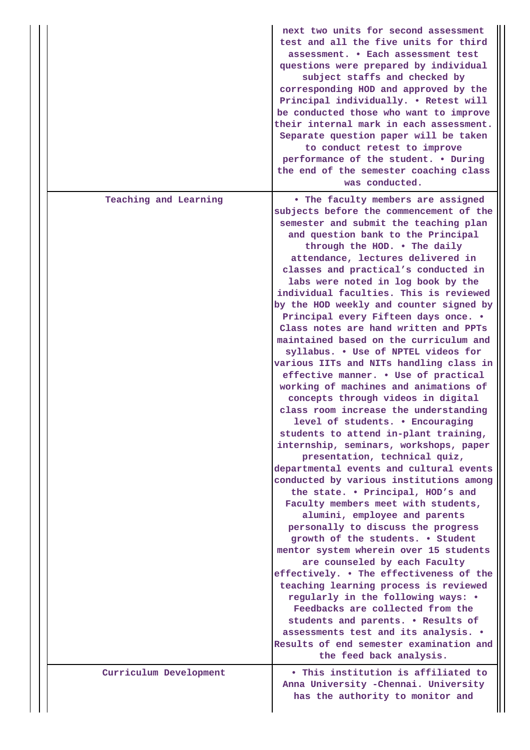| | |
|---|---|
| | next two units for second assessment test and all the five units for third assessment. • Each assessment test questions were prepared by individual subject staffs and checked by corresponding HOD and approved by the Principal individually. • Retest will be conducted those who want to improve their internal mark in each assessment. Separate question paper will be taken to conduct retest to improve performance of the student. • During the end of the semester coaching class was conducted. |
| Teaching and Learning | • The faculty members are assigned subjects before the commencement of the semester and submit the teaching plan and question bank to the Principal through the HOD. • The daily attendance, lectures delivered in classes and practical's conducted in labs were noted in log book by the individual faculties. This is reviewed by the HOD weekly and counter signed by Principal every Fifteen days once. • Class notes are hand written and PPTs maintained based on the curriculum and syllabus. • Use of NPTEL videos for various IITs and NITs handling class in effective manner. • Use of practical working of machines and animations of concepts through videos in digital class room increase the understanding level of students. • Encouraging students to attend in-plant training, internship, seminars, workshops, paper presentation, technical quiz, departmental events and cultural events conducted by various institutions among the state. • Principal, HOD's and Faculty members meet with students, alumini, employee and parents personally to discuss the progress growth of the students. • Student mentor system wherein over 15 students are counseled by each Faculty effectively. • The effectiveness of the teaching learning process is reviewed regularly in the following ways: • Feedbacks are collected from the students and parents. • Results of assessments test and its analysis. • Results of end semester examination and the feed back analysis. |
| Curriculum Development | • This institution is affiliated to Anna University -Chennai. University has the authority to monitor and |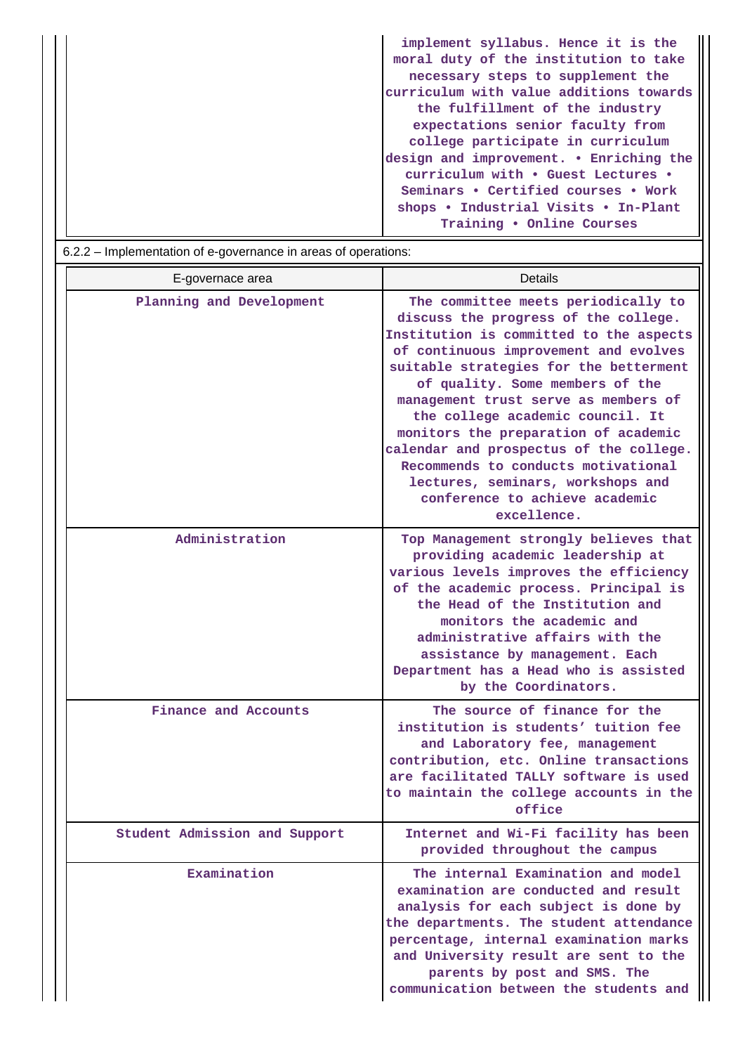| | |
|---|---|
| | implement syllabus. Hence it is the moral duty of the institution to take necessary steps to supplement the curriculum with value additions towards the fulfillment of the industry expectations senior faculty from college participate in curriculum design and improvement. • Enriching the curriculum with • Guest Lectures • Seminars • Certified courses • Work shops • Industrial Visits • In-Plant Training • Online Courses |

6.2.2 – Implementation of e-governance in areas of operations:

| E-governace area | Details |
|---|---|
| Planning and Development | The committee meets periodically to discuss the progress of the college. Institution is committed to the aspects of continuous improvement and evolves suitable strategies for the betterment of quality. Some members of the management trust serve as members of the college academic council. It monitors the preparation of academic calendar and prospectus of the college. Recommends to conducts motivational lectures, seminars, workshops and conference to achieve academic excellence. |
| Administration | Top Management strongly believes that providing academic leadership at various levels improves the efficiency of the academic process. Principal is the Head of the Institution and monitors the academic and administrative affairs with the assistance by management. Each Department has a Head who is assisted by the Coordinators. |
| Finance and Accounts | The source of finance for the institution is students' tuition fee and Laboratory fee, management contribution, etc. Online transactions are facilitated TALLY software is used to maintain the college accounts in the office |
| Student Admission and Support | Internet and Wi-Fi facility has been provided throughout the campus |
| Examination | The internal Examination and model examination are conducted and result analysis for each subject is done by the departments. The student attendance percentage, internal examination marks and University result are sent to the parents by post and SMS. The communication between the students and |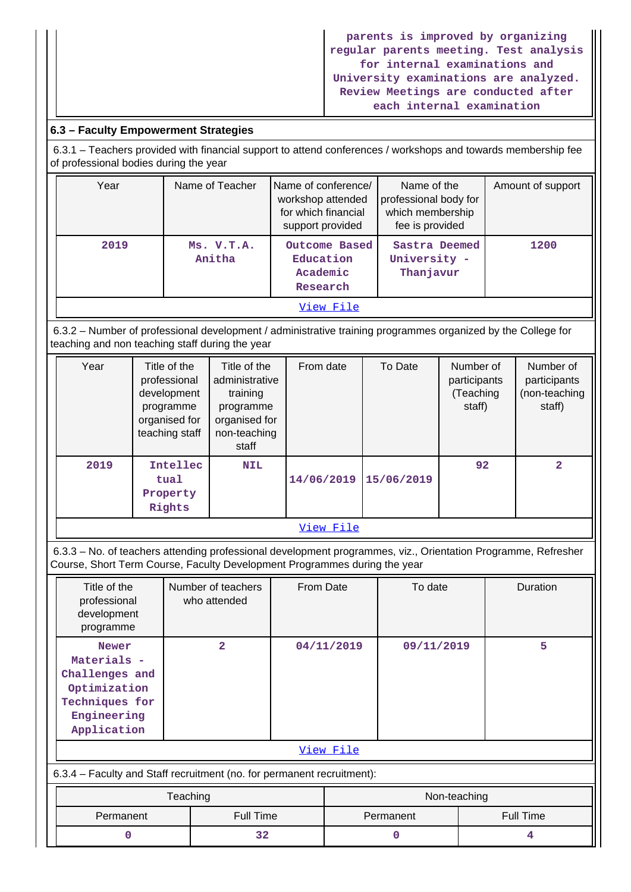| | parents is improved by organizing regular parents meeting. Test analysis for internal examinations and University examinations are analyzed. Review Meetings are conducted after each internal examination |
|---|---|

### 6.3 – Faculty Empowerment Strategies

6.3.1 – Teachers provided with financial support to attend conferences / workshops and towards membership fee of professional bodies during the year

| Year | Name of Teacher | Name of conference/ workshop attended for which financial support provided | Name of the professional body for which membership fee is provided | Amount of support |
|---|---|---|---|---|
| 2019 | Ms. V.T.A. Anitha | Outcome Based Education Academic Research | Sastra Deemed University - Thanjavur | 1200 |

View File

6.3.2 – Number of professional development / administrative training programmes organized by the College for teaching and non teaching staff during the year

| Year | Title of the professional development programme organised for teaching staff | Title of the administrative training programme organised for non-teaching staff | From date | To Date | Number of participants (Teaching staff) | Number of participants (non-teaching staff) |
|---|---|---|---|---|---|---|
| 2019 | Intellectual Property Rights | NIL | 14/06/2019 | 15/06/2019 | 92 | 2 |

View File

6.3.3 – No. of teachers attending professional development programmes, viz., Orientation Programme, Refresher Course, Short Term Course, Faculty Development Programmes during the year

| Title of the professional development programme | Number of teachers who attended | From Date | To date | Duration |
|---|---|---|---|---|
| Newer Materials - Challenges and Optimization Techniques for Engineering Application | 2 | 04/11/2019 | 09/11/2019 | 5 |

View File

6.3.4 – Faculty and Staff recruitment (no. for permanent recruitment):

| Teaching | | Non-teaching | |
|---|---|---|---|
| Permanent | Full Time | Permanent | Full Time |
| 0 | 32 | 0 | 4 |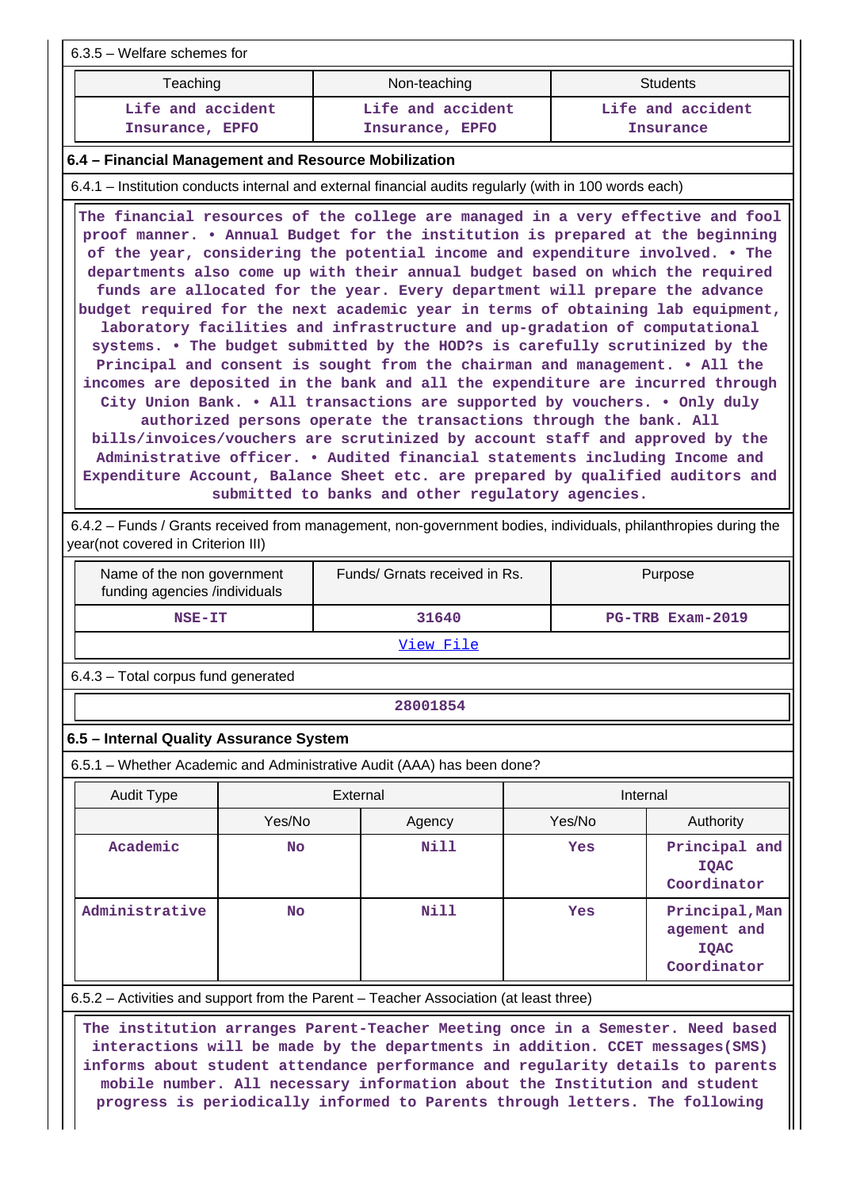6.3.5 – Welfare schemes for

| Teaching | Non-teaching | Students |
|---|---|---|
| Life and accident Insurance, EPFO | Life and accident Insurance, EPFO | Life and accident Insurance |

**6.4 – Financial Management and Resource Mobilization**

6.4.1 – Institution conducts internal and external financial audits regularly (with in 100 words each)

The financial resources of the college are managed in a very effective and fool proof manner. • Annual Budget for the institution is prepared at the beginning of the year, considering the potential income and expenditure involved. • The departments also come up with their annual budget based on which the required funds are allocated for the year. Every department will prepare the advance budget required for the next academic year in terms of obtaining lab equipment, laboratory facilities and infrastructure and up-gradation of computational systems. • The budget submitted by the HOD?s is carefully scrutinized by the Principal and consent is sought from the chairman and management. • All the incomes are deposited in the bank and all the expenditure are incurred through City Union Bank. • All transactions are supported by vouchers. • Only duly authorized persons operate the transactions through the bank. All bills/invoices/vouchers are scrutinized by account staff and approved by the Administrative officer. • Audited financial statements including Income and Expenditure Account, Balance Sheet etc. are prepared by qualified auditors and submitted to banks and other regulatory agencies.

6.4.2 – Funds / Grants received from management, non-government bodies, individuals, philanthropies during the year(not covered in Criterion III)

| Name of the non government funding agencies /individuals | Funds/ Grnats received in Rs. | Purpose |
|---|---|---|
| NSE-IT | 31640 | PG-TRB Exam-2019 |
| View File | | |

6.4.3 – Total corpus fund generated

| 28001854 |
|---|

**6.5 – Internal Quality Assurance System**

6.5.1 – Whether Academic and Administrative Audit (AAA) has been done?

| Audit Type | External | | Internal | |
|---|---|---|---|---|
| | Yes/No | Agency | Yes/No | Authority |
| Academic | No | Nill | Yes | Principal and IQAC Coordinator |
| Administrative | No | Nill | Yes | Principal,Management and IQAC Coordinator |

6.5.2 – Activities and support from the Parent – Teacher Association (at least three)

The institution arranges Parent-Teacher Meeting once in a Semester. Need based interactions will be made by the departments in addition. CCET messages(SMS) informs about student attendance performance and regularity details to parents mobile number. All necessary information about the Institution and student progress is periodically informed to Parents through letters. The following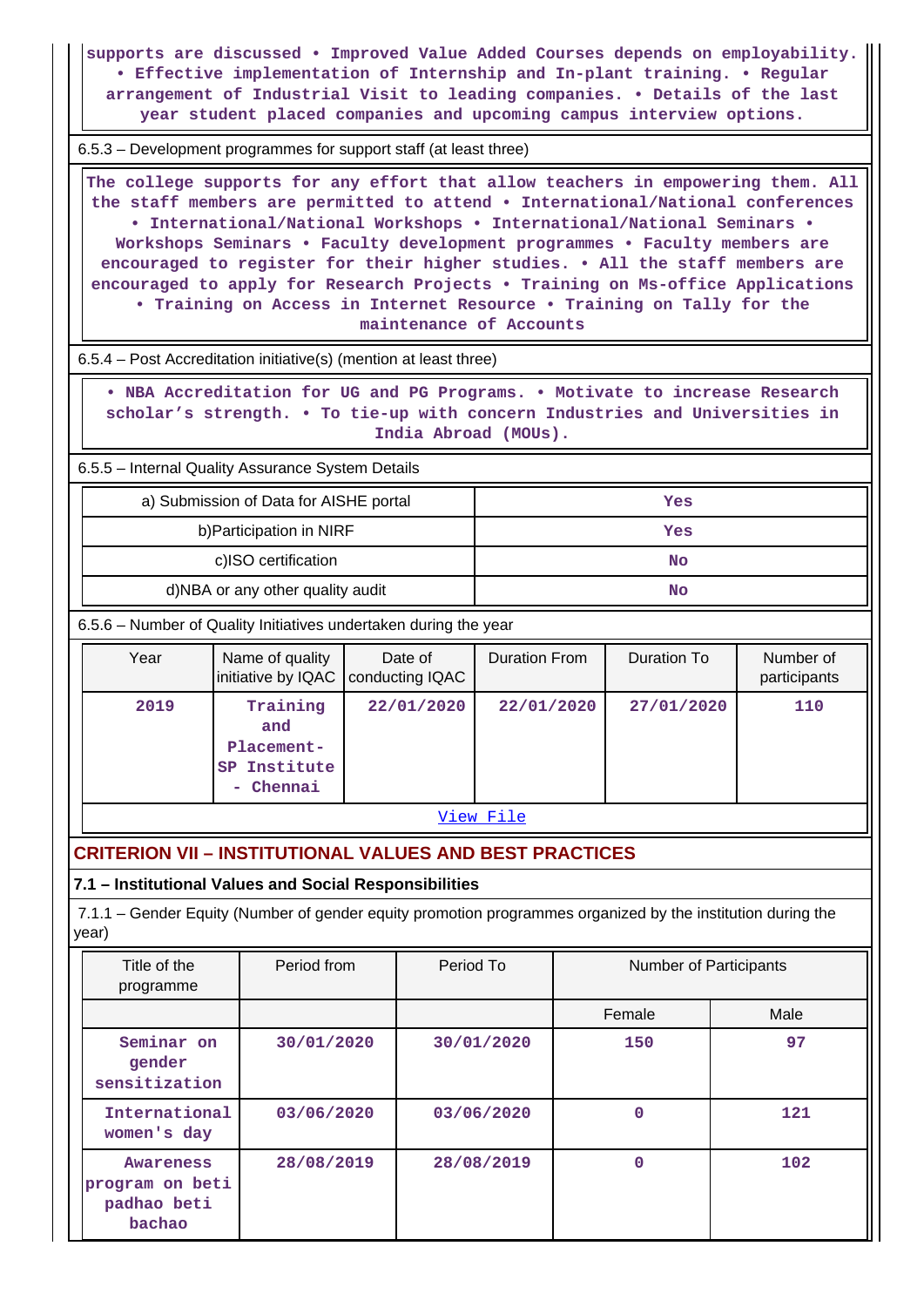supports are discussed • Improved Value Added Courses depends on employability. • Effective implementation of Internship and In-plant training. • Regular arrangement of Industrial Visit to leading companies. • Details of the last year student placed companies and upcoming campus interview options.

6.5.3 – Development programmes for support staff (at least three)

The college supports for any effort that allow teachers in empowering them. All the staff members are permitted to attend • International/National conferences • International/National Workshops • International/National Seminars • Workshops Seminars • Faculty development programmes • Faculty members are encouraged to register for their higher studies. • All the staff members are encouraged to apply for Research Projects • Training on Ms-office Applications • Training on Access in Internet Resource • Training on Tally for the maintenance of Accounts

6.5.4 – Post Accreditation initiative(s) (mention at least three)

• NBA Accreditation for UG and PG Programs. • Motivate to increase Research scholar's strength. • To tie-up with concern Industries and Universities in India Abroad (MOUs).

6.5.5 – Internal Quality Assurance System Details

| | |
|---|---|
| a) Submission of Data for AISHE portal | Yes |
| b)Participation in NIRF | Yes |
| c)ISO certification | No |
| d)NBA or any other quality audit | No |

6.5.6 – Number of Quality Initiatives undertaken during the year

| Year | Name of quality initiative by IQAC | Date of conducting IQAC | Duration From | Duration To | Number of participants |
|---|---|---|---|---|---|
| 2019 | Training and Placement- SP Institute - Chennai | 22/01/2020 | 22/01/2020 | 27/01/2020 | 110 |

View File

## CRITERION VII – INSTITUTIONAL VALUES AND BEST PRACTICES

### 7.1 – Institutional Values and Social Responsibilities

7.1.1 – Gender Equity (Number of gender equity promotion programmes organized by the institution during the year)

| Title of the programme | Period from | Period To | Number of Participants | |
|---|---|---|---|---|
| | | | Female | Male |
| Seminar on gender sensitization | 30/01/2020 | 30/01/2020 | 150 | 97 |
| International women's day | 03/06/2020 | 03/06/2020 | 0 | 121 |
| Awareness program on beti padhao beti bachao | 28/08/2019 | 28/08/2019 | 0 | 102 |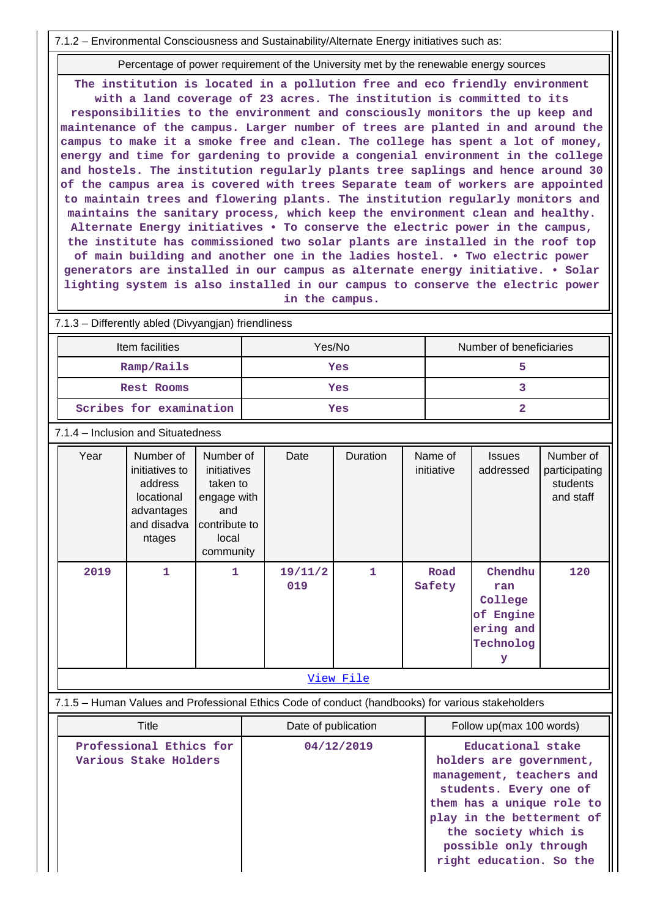7.1.2 – Environmental Consciousness and Sustainability/Alternate Energy initiatives such as:

| Percentage of power requirement of the University met by the renewable energy sources |
|---|
| The institution is located in a pollution free and eco friendly environment with a land coverage of 23 acres. The institution is committed to its responsibilities to the environment and consciously monitors the up keep and maintenance of the campus. Larger number of trees are planted in and around the campus to make it a smoke free and clean. The college has spent a lot of money, energy and time for gardening to provide a congenial environment in the college and hostels. The institution regularly plants tree saplings and hence around 30 of the campus area is covered with trees Separate team of workers are appointed to maintain trees and flowering plants. The institution regularly monitors and maintains the sanitary process, which keep the environment clean and healthy. Alternate Energy initiatives • To conserve the electric power in the campus, the institute has commissioned two solar plants are installed in the roof top of main building and another one in the ladies hostel. • Two electric power generators are installed in our campus as alternate energy initiative. • Solar lighting system is also installed in our campus to conserve the electric power in the campus. |

7.1.3 – Differently abled (Divyangjan) friendliness

| Item facilities | Yes/No | Number of beneficiaries |
|---|---|---|
| Ramp/Rails | Yes | 5 |
| Rest Rooms | Yes | 3 |
| Scribes for examination | Yes | 2 |

7.1.4 – Inclusion and Situatedness

| Year | Number of initiatives to address locational advantages and disadvantages | Number of initiatives taken to engage with and contribute to local community | Date | Duration | Name of initiative | Issues addressed | Number of participating students and staff |
|---|---|---|---|---|---|---|---|
| 2019 | 1 | 1 | 19/11/2019 | 1 | Road Safety | Chendhuran College of Engineering and Technology | 120 |

View File

7.1.5 – Human Values and Professional Ethics Code of conduct (handbooks) for various stakeholders

| Title | Date of publication | Follow up(max 100 words) |
|---|---|---|
| Professional Ethics for Various Stake Holders | 04/12/2019 | Educational stake holders are government, management, teachers and students. Every one of them has a unique role to play in the betterment of the society which is possible only through right education. So the |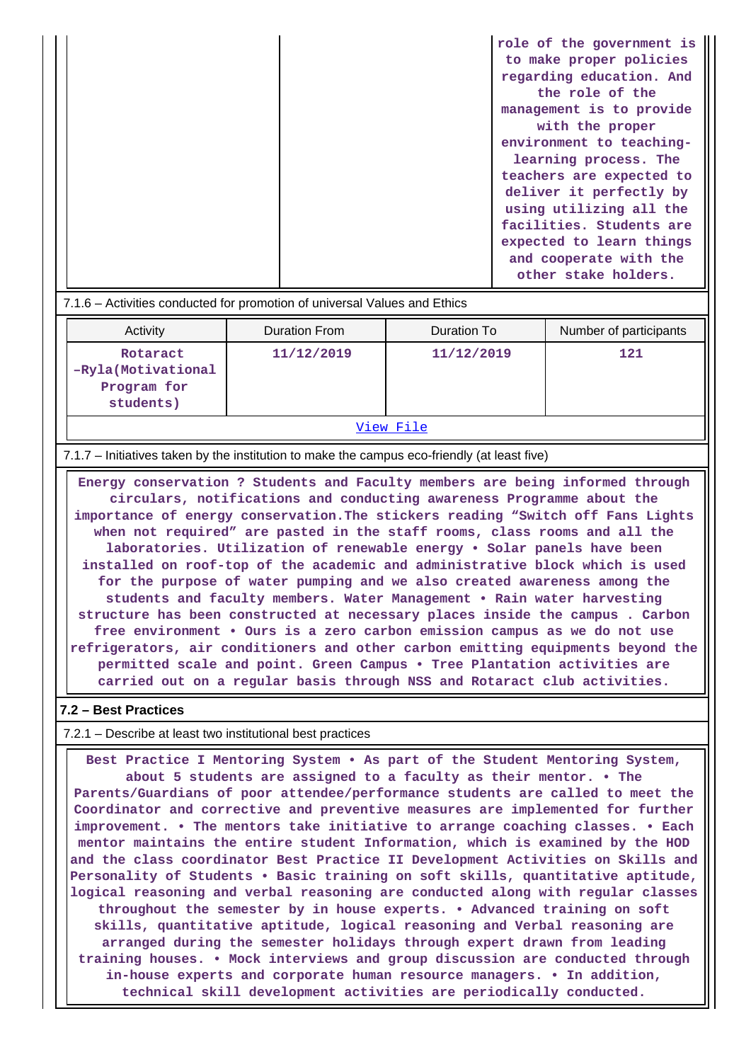| | | role of the government is to make proper policies regarding education. And the role of the management is to provide with the proper environment to teaching-learning process. The teachers are expected to deliver it perfectly by using utilizing all the facilities. Students are expected to learn things and cooperate with the other stake holders. |
|---|---|---|

7.1.6 – Activities conducted for promotion of universal Values and Ethics

| Activity | Duration From | Duration To | Number of participants |
|---|---|---|---|
| Rotaract –Ryla(Motivational Program for students) | 11/12/2019 | 11/12/2019 | 121 |

View File

7.1.7 – Initiatives taken by the institution to make the campus eco-friendly (at least five)

Energy conservation ? Students and Faculty members are being informed through circulars, notifications and conducting awareness Programme about the importance of energy conservation.The stickers reading “Switch off Fans Lights when not required” are pasted in the staff rooms, class rooms and all the laboratories. Utilization of renewable energy • Solar panels have been installed on roof-top of the academic and administrative block which is used for the purpose of water pumping and we also created awareness among the students and faculty members. Water Management • Rain water harvesting structure has been constructed at necessary places inside the campus . Carbon free environment • Ours is a zero carbon emission campus as we do not use refrigerators, air conditioners and other carbon emitting equipments beyond the permitted scale and point. Green Campus • Tree Plantation activities are carried out on a regular basis through NSS and Rotaract club activities.

**7.2 – Best Practices**

7.2.1 – Describe at least two institutional best practices

Best Practice I Mentoring System • As part of the Student Mentoring System, about 5 students are assigned to a faculty as their mentor. • The Parents/Guardians of poor attendee/performance students are called to meet the Coordinator and corrective and preventive measures are implemented for further improvement. • The mentors take initiative to arrange coaching classes. • Each mentor maintains the entire student Information, which is examined by the HOD and the class coordinator Best Practice II Development Activities on Skills and Personality of Students • Basic training on soft skills, quantitative aptitude, logical reasoning and verbal reasoning are conducted along with regular classes throughout the semester by in house experts. • Advanced training on soft skills, quantitative aptitude, logical reasoning and Verbal reasoning are arranged during the semester holidays through expert drawn from leading training houses. • Mock interviews and group discussion are conducted through in-house experts and corporate human resource managers. • In addition, technical skill development activities are periodically conducted.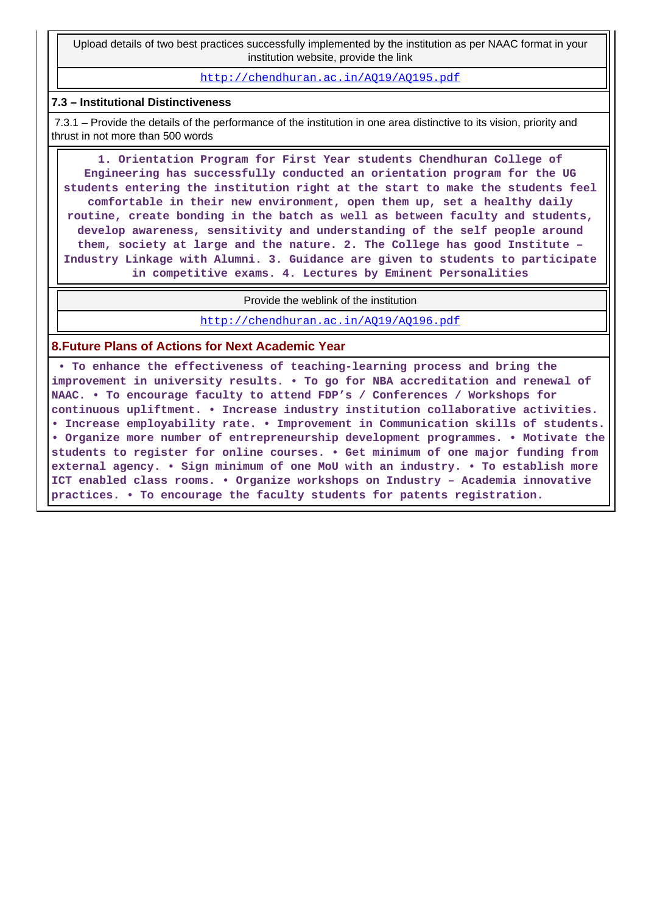| Upload details of two best practices successfully implemented by the institution as per NAAC format in your institution website, provide the link |
|---|
| http://chendhuran.ac.in/AQ19/AQ195.pdf |

**7.3 – Institutional Distinctiveness**

7.3.1 – Provide the details of the performance of the institution in one area distinctive to its vision, priority and thrust in not more than 500 words

1. Orientation Program for First Year students Chendhuran College of Engineering has successfully conducted an orientation program for the UG students entering the institution right at the start to make the students feel comfortable in their new environment, open them up, set a healthy daily routine, create bonding in the batch as well as between faculty and students, develop awareness, sensitivity and understanding of the self people around them, society at large and the nature. 2. The College has good Institute – Industry Linkage with Alumni. 3. Guidance are given to students to participate in competitive exams. 4. Lectures by Eminent Personalities

| Provide the weblink of the institution |
|---|
| http://chendhuran.ac.in/AQ19/AQ196.pdf |

## 8.Future Plans of Actions for Next Academic Year

• To enhance the effectiveness of teaching-learning process and bring the improvement in university results. • To go for NBA accreditation and renewal of NAAC. • To encourage faculty to attend FDP's / Conferences / Workshops for continuous upliftment. • Increase industry institution collaborative activities. • Increase employability rate. • Improvement in Communication skills of students. • Organize more number of entrepreneurship development programmes. • Motivate the students to register for online courses. • Get minimum of one major funding from external agency. • Sign minimum of one MoU with an industry. • To establish more ICT enabled class rooms. • Organize workshops on Industry – Academia innovative practices. • To encourage the faculty students for patents registration.